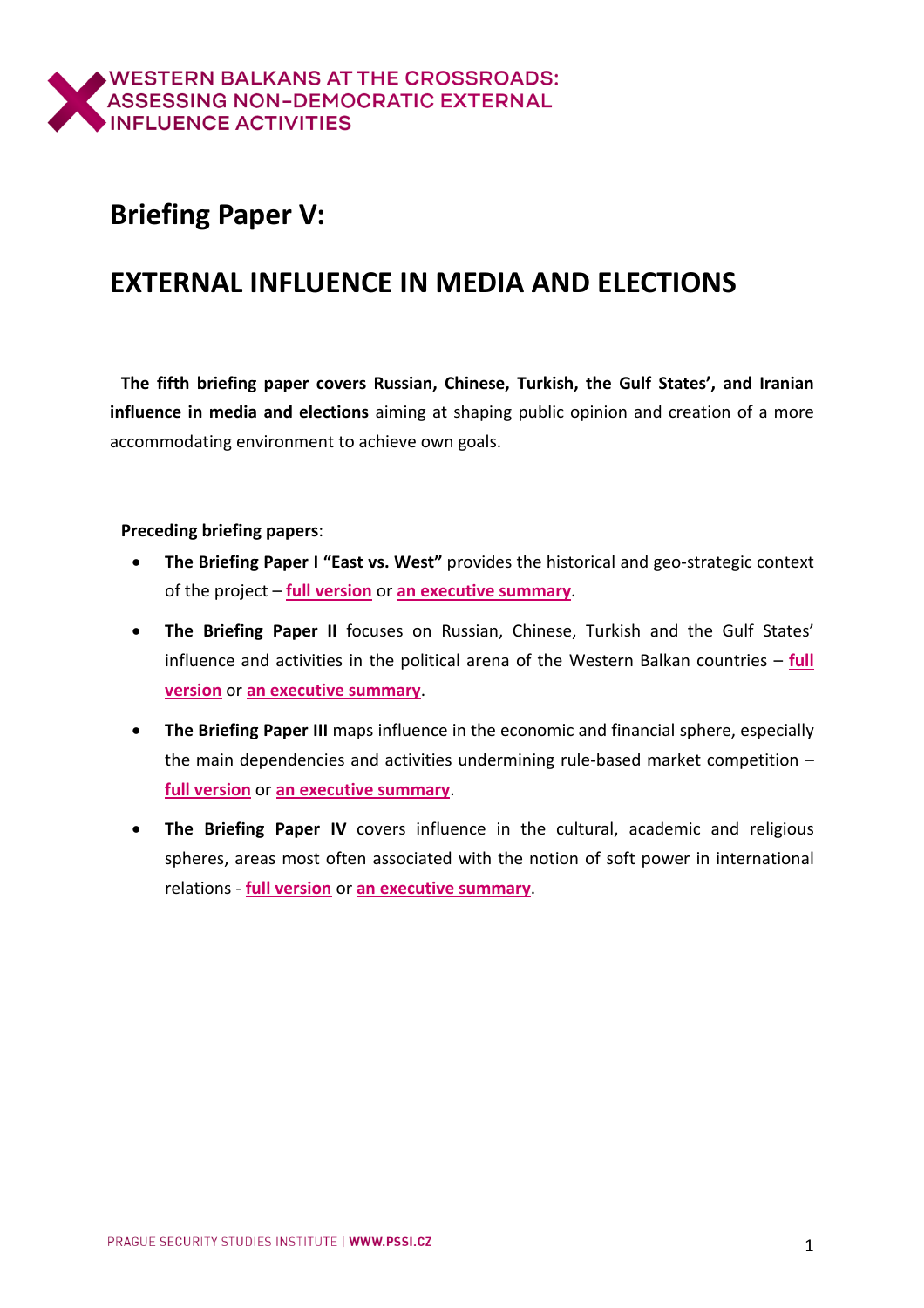WESTERN BALKANS AT THE CROSSROADS: ASSESSING NON-DEMOCRATIC EXTERNAL INFLUENCE ACTIVITIES

# Briefing Paper V:

# EXTERNAL INFLUENCE IN MEDIA AND ELECTIONS

**The fifth briefing paper covers Russian, Chinese, Turkish, the Gulf States', and Iranian influence in media and elections** aiming at shaping public opinion and creation of a more accommodating environment to achieve own goals.

**Preceding briefing papers**:

- **The Briefing Paper I "East vs. West"** provides the historical and geo-strategic context of the project – **full version** or **an executive summary**.
- **The Briefing Paper II** focuses on Russian, Chinese, Turkish and the Gulf States' influence and activities in the political arena of the Western Balkan countries – **full version** or **an executive summary**.
- **The Briefing Paper III** maps influence in the economic and financial sphere, especially the main dependencies and activities undermining rule-based market competition – **full version** or **an executive summary**.
- **The Briefing Paper IV** covers influence in the cultural, academic and religious spheres, areas most often associated with the notion of soft power in international relations - **full version** or **an executive summary**.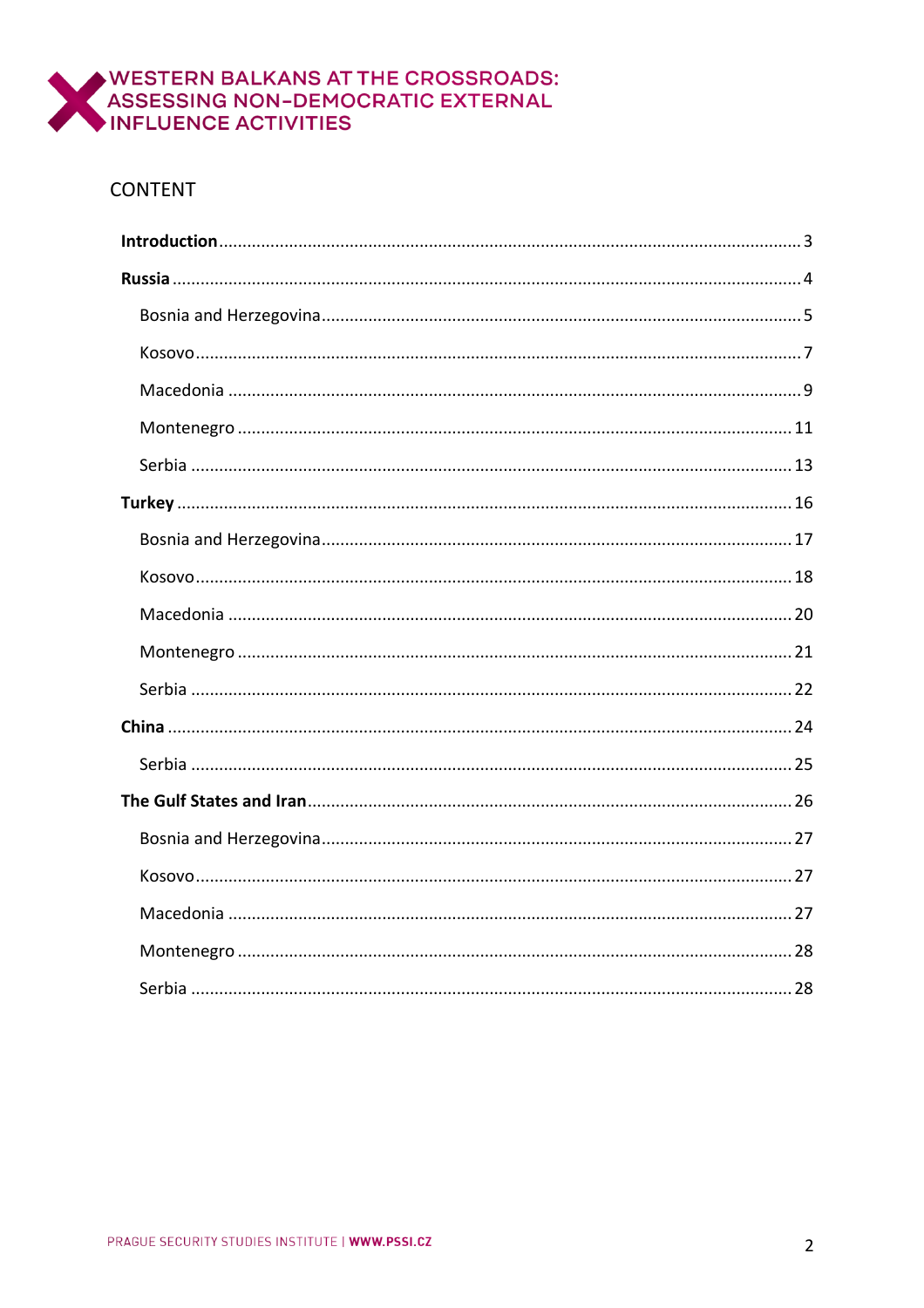# CONTENT

**Introduction** ... 3

**Russia** ... 4

- Bosnia and Herzegovina ... 5
- Kosovo ... 7
- Macedonia ... 9
- Montenegro ... 11
- Serbia ... 13

**Turkey** ... 16

- Bosnia and Herzegovina ... 17
- Kosovo ... 18
- Macedonia ... 20
- Montenegro ... 21
- Serbia ... 22

**China** ... 24

- Serbia ... 25

**The Gulf States and Iran** ... 26

- Bosnia and Herzegovina ... 27
- Kosovo ... 27
- Macedonia ... 27
- Montenegro ... 28
- Serbia ... 28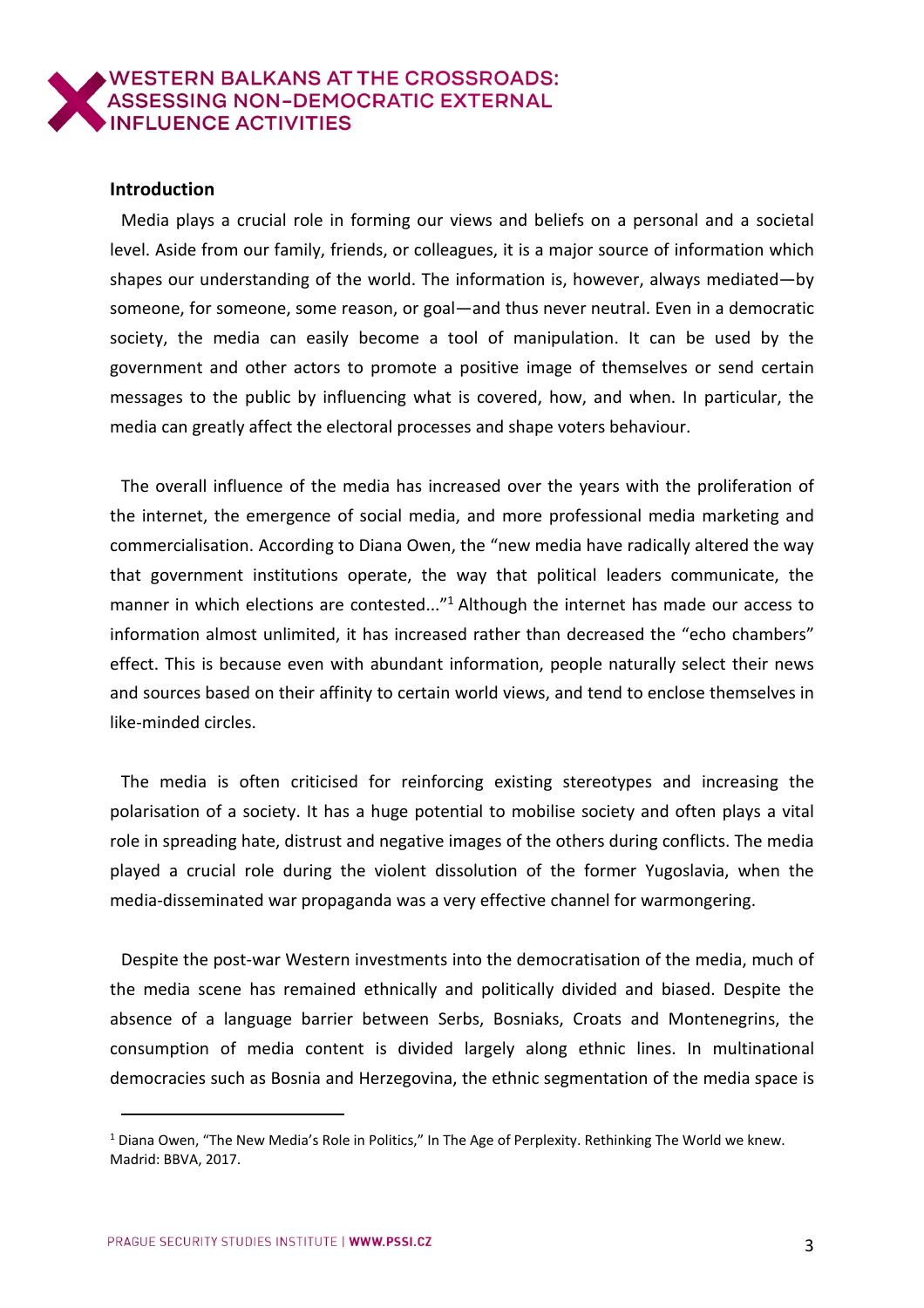## Introduction

Media plays a crucial role in forming our views and beliefs on a personal and a societal level. Aside from our family, friends, or colleagues, it is a major source of information which shapes our understanding of the world. The information is, however, always mediated—by someone, for someone, some reason, or goal—and thus never neutral. Even in a democratic society, the media can easily become a tool of manipulation. It can be used by the government and other actors to promote a positive image of themselves or send certain messages to the public by influencing what is covered, how, and when. In particular, the media can greatly affect the electoral processes and shape voters behaviour.

The overall influence of the media has increased over the years with the proliferation of the internet, the emergence of social media, and more professional media marketing and commercialisation. According to Diana Owen, the "new media have radically altered the way that government institutions operate, the way that political leaders communicate, the manner in which elections are contested..."[1] Although the internet has made our access to information almost unlimited, it has increased rather than decreased the "echo chambers" effect. This is because even with abundant information, people naturally select their news and sources based on their affinity to certain world views, and tend to enclose themselves in like-minded circles.

The media is often criticised for reinforcing existing stereotypes and increasing the polarisation of a society. It has a huge potential to mobilise society and often plays a vital role in spreading hate, distrust and negative images of the others during conflicts. The media played a crucial role during the violent dissolution of the former Yugoslavia, when the media-disseminated war propaganda was a very effective channel for warmongering.

Despite the post-war Western investments into the democratisation of the media, much of the media scene has remained ethnically and politically divided and biased. Despite the absence of a language barrier between Serbs, Bosniaks, Croats and Montenegrins, the consumption of media content is divided largely along ethnic lines. In multinational democracies such as Bosnia and Herzegovina, the ethnic segmentation of the media space is

---

[1] Diana Owen, "The New Media's Role in Politics," In The Age of Perplexity. Rethinking The World we knew. Madrid: BBVA, 2017.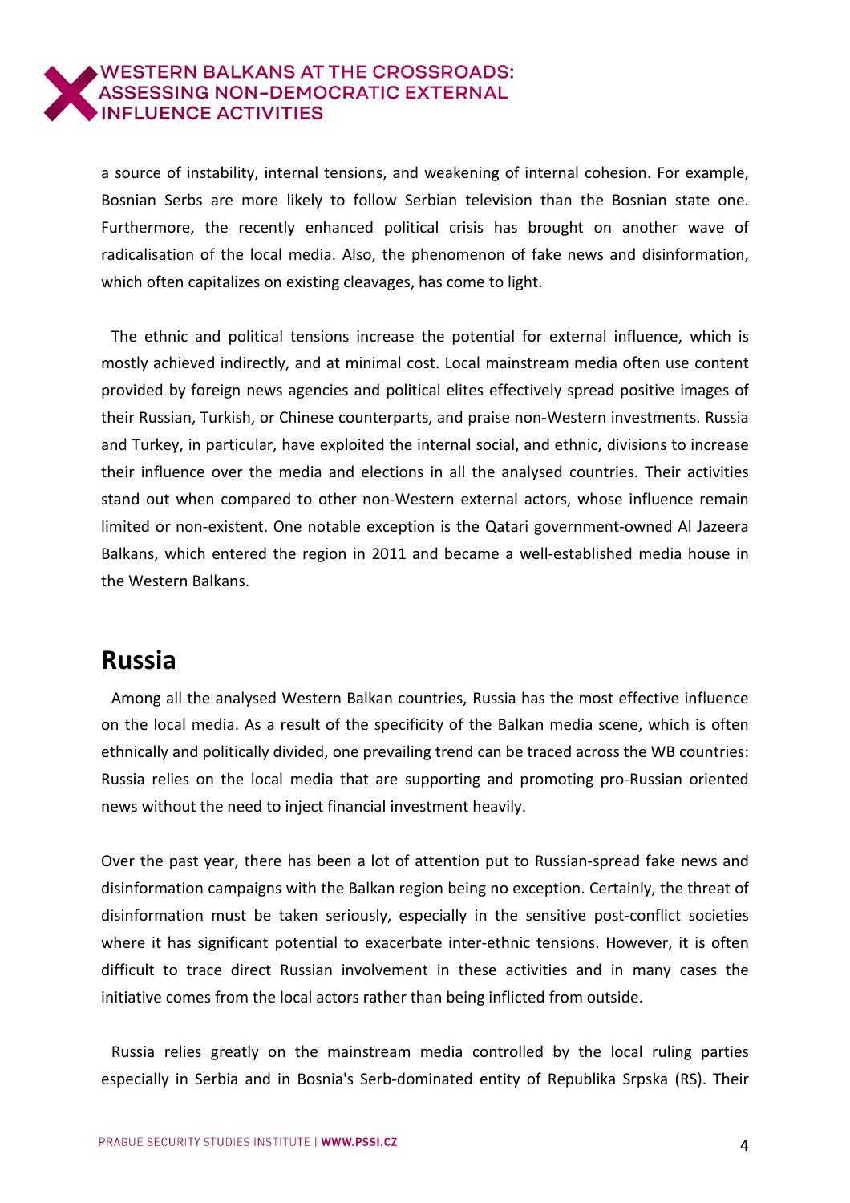a source of instability, internal tensions, and weakening of internal cohesion. For example, Bosnian Serbs are more likely to follow Serbian television than the Bosnian state one. Furthermore, the recently enhanced political crisis has brought on another wave of radicalisation of the local media. Also, the phenomenon of fake news and disinformation, which often capitalizes on existing cleavages, has come to light.

The ethnic and political tensions increase the potential for external influence, which is mostly achieved indirectly, and at minimal cost. Local mainstream media often use content provided by foreign news agencies and political elites effectively spread positive images of their Russian, Turkish, or Chinese counterparts, and praise non-Western investments. Russia and Turkey, in particular, have exploited the internal social, and ethnic, divisions to increase their influence over the media and elections in all the analysed countries. Their activities stand out when compared to other non-Western external actors, whose influence remain limited or non-existent. One notable exception is the Qatari government-owned Al Jazeera Balkans, which entered the region in 2011 and became a well-established media house in the Western Balkans.

## Russia

Among all the analysed Western Balkan countries, Russia has the most effective influence on the local media. As a result of the specificity of the Balkan media scene, which is often ethnically and politically divided, one prevailing trend can be traced across the WB countries: Russia relies on the local media that are supporting and promoting pro-Russian oriented news without the need to inject financial investment heavily.

Over the past year, there has been a lot of attention put to Russian-spread fake news and disinformation campaigns with the Balkan region being no exception. Certainly, the threat of disinformation must be taken seriously, especially in the sensitive post-conflict societies where it has significant potential to exacerbate inter-ethnic tensions. However, it is often difficult to trace direct Russian involvement in these activities and in many cases the initiative comes from the local actors rather than being inflicted from outside.

Russia relies greatly on the mainstream media controlled by the local ruling parties especially in Serbia and in Bosnia's Serb-dominated entity of Republika Srpska (RS). Their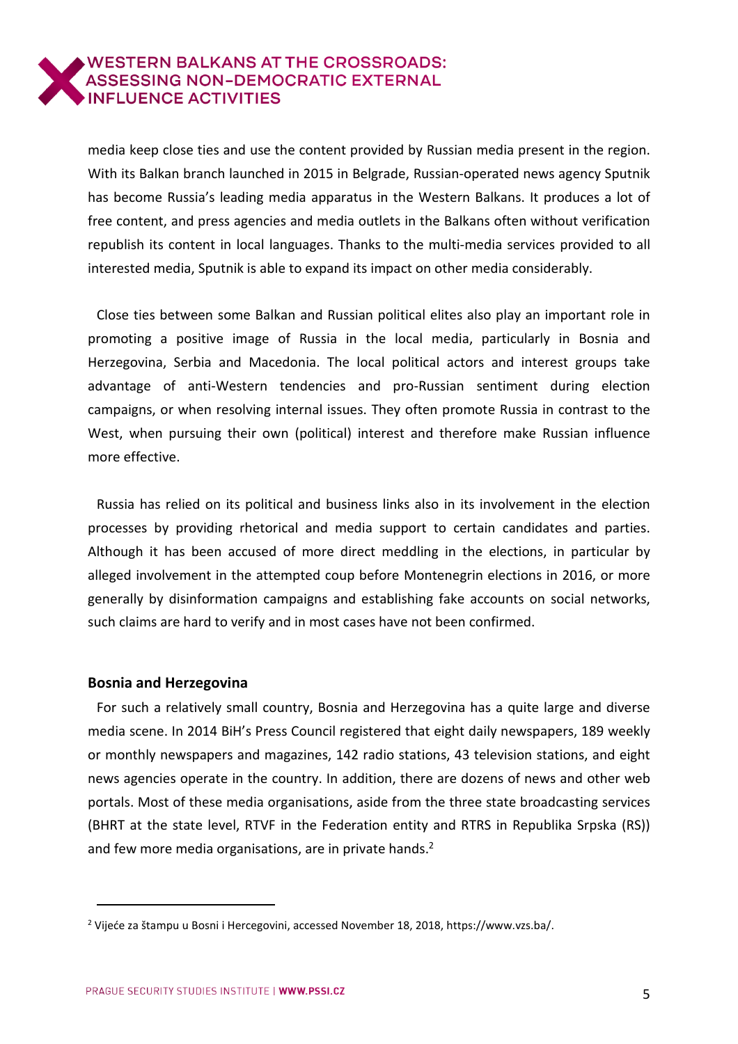media keep close ties and use the content provided by Russian media present in the region. With its Balkan branch launched in 2015 in Belgrade, Russian-operated news agency Sputnik has become Russia's leading media apparatus in the Western Balkans. It produces a lot of free content, and press agencies and media outlets in the Balkans often without verification republish its content in local languages. Thanks to the multi-media services provided to all interested media, Sputnik is able to expand its impact on other media considerably.

Close ties between some Balkan and Russian political elites also play an important role in promoting a positive image of Russia in the local media, particularly in Bosnia and Herzegovina, Serbia and Macedonia. The local political actors and interest groups take advantage of anti-Western tendencies and pro-Russian sentiment during election campaigns, or when resolving internal issues. They often promote Russia in contrast to the West, when pursuing their own (political) interest and therefore make Russian influence more effective.

Russia has relied on its political and business links also in its involvement in the election processes by providing rhetorical and media support to certain candidates and parties. Although it has been accused of more direct meddling in the elections, in particular by alleged involvement in the attempted coup before Montenegrin elections in 2016, or more generally by disinformation campaigns and establishing fake accounts on social networks, such claims are hard to verify and in most cases have not been confirmed.

**Bosnia and Herzegovina**

For such a relatively small country, Bosnia and Herzegovina has a quite large and diverse media scene. In 2014 BiH's Press Council registered that eight daily newspapers, 189 weekly or monthly newspapers and magazines, 142 radio stations, 43 television stations, and eight news agencies operate in the country. In addition, there are dozens of news and other web portals. Most of these media organisations, aside from the three state broadcasting services (BHRT at the state level, RTVF in the Federation entity and RTRS in Republika Srpska (RS)) and few more media organisations, are in private hands.[2]

---

[2] Vijeće za štampu u Bosni i Hercegovini, accessed November 18, 2018, https://www.vzs.ba/.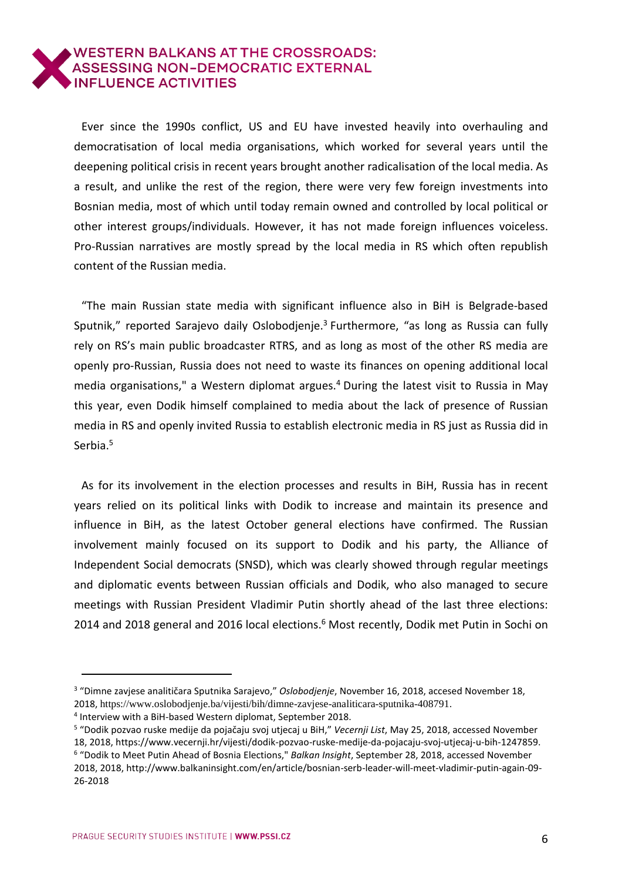Ever since the 1990s conflict, US and EU have invested heavily into overhauling and democratisation of local media organisations, which worked for several years until the deepening political crisis in recent years brought another radicalisation of the local media. As a result, and unlike the rest of the region, there were very few foreign investments into Bosnian media, most of which until today remain owned and controlled by local political or other interest groups/individuals. However, it has not made foreign influences voiceless. Pro-Russian narratives are mostly spread by the local media in RS which often republish content of the Russian media.

"The main Russian state media with significant influence also in BiH is Belgrade-based Sputnik," reported Sarajevo daily Oslobodjenje.[3] Furthermore, "as long as Russia can fully rely on RS's main public broadcaster RTRS, and as long as most of the other RS media are openly pro-Russian, Russia does not need to waste its finances on opening additional local media organisations," a Western diplomat argues.[4] During the latest visit to Russia in May this year, even Dodik himself complained to media about the lack of presence of Russian media in RS and openly invited Russia to establish electronic media in RS just as Russia did in Serbia.[5]

As for its involvement in the election processes and results in BiH, Russia has in recent years relied on its political links with Dodik to increase and maintain its presence and influence in BiH, as the latest October general elections have confirmed. The Russian involvement mainly focused on its support to Dodik and his party, the Alliance of Independent Social democrats (SNSD), which was clearly showed through regular meetings and diplomatic events between Russian officials and Dodik, who also managed to secure meetings with Russian President Vladimir Putin shortly ahead of the last three elections: 2014 and 2018 general and 2016 local elections.[6] Most recently, Dodik met Putin in Sochi on

---

[3] "Dimne zavjese analitičara Sputnika Sarajevo," *Oslobodjenje*, November 16, 2018, accesed November 18, 2018, https://www.oslobodjenje.ba/vijesti/bih/dimne-zavjese-analiticara-sputnika-408791.

[4] Interview with a BiH-based Western diplomat, September 2018.

[5] "Dodik pozvao ruske medije da pojačaju svoj utjecaj u BiH," *Vecernji List*, May 25, 2018, accessed November 18, 2018, https://www.vecernji.hr/vijesti/dodik-pozvao-ruske-medije-da-pojacaju-svoj-utjecaj-u-bih-1247859.

[6] "Dodik to Meet Putin Ahead of Bosnia Elections," *Balkan Insight*, September 28, 2018, accessed November 2018, 2018, http://www.balkaninsight.com/en/article/bosnian-serb-leader-will-meet-vladimir-putin-again-09-26-2018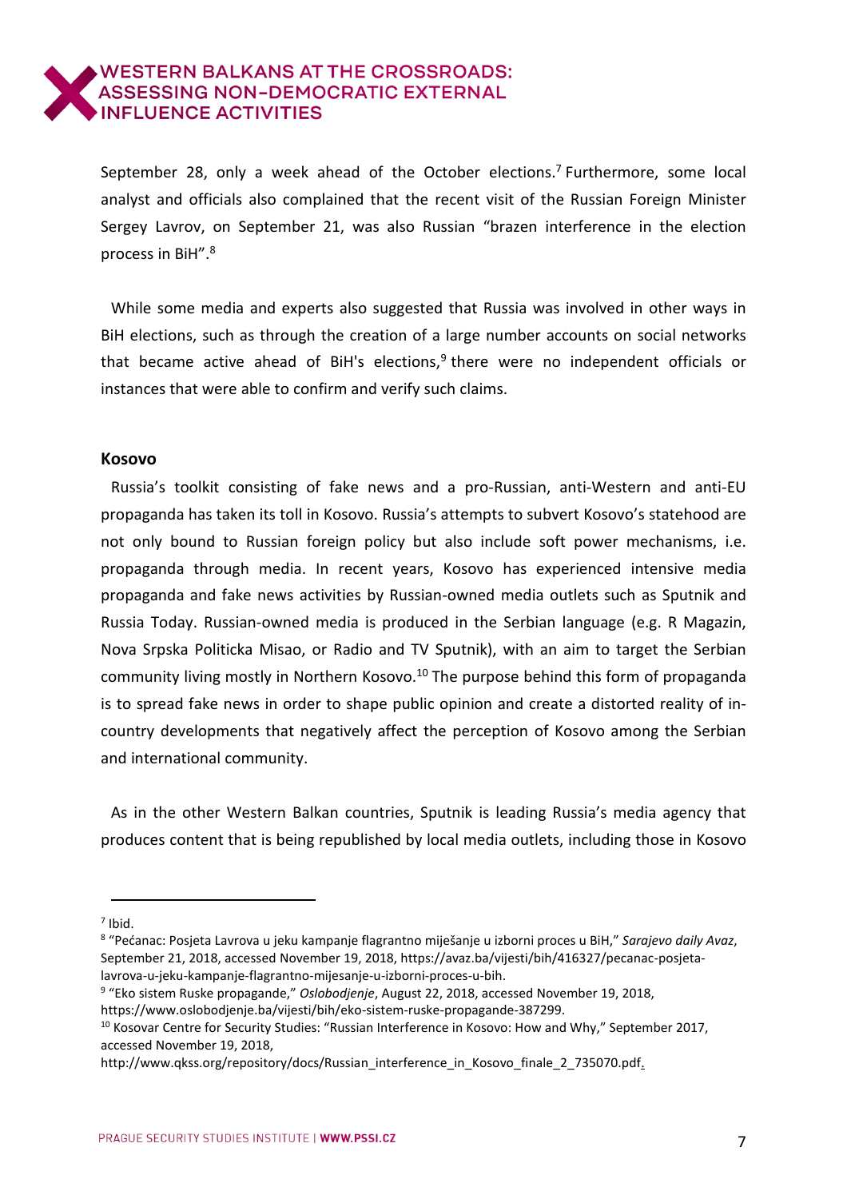September 28, only a week ahead of the October elections.[7] Furthermore, some local analyst and officials also complained that the recent visit of the Russian Foreign Minister Sergey Lavrov, on September 21, was also Russian "brazen interference in the election process in BiH".[8]

While some media and experts also suggested that Russia was involved in other ways in BiH elections, such as through the creation of a large number accounts on social networks that became active ahead of BiH's elections,[9] there were no independent officials or instances that were able to confirm and verify such claims.

**Kosovo**

Russia's toolkit consisting of fake news and a pro-Russian, anti-Western and anti-EU propaganda has taken its toll in Kosovo. Russia's attempts to subvert Kosovo's statehood are not only bound to Russian foreign policy but also include soft power mechanisms, i.e. propaganda through media. In recent years, Kosovo has experienced intensive media propaganda and fake news activities by Russian-owned media outlets such as Sputnik and Russia Today. Russian-owned media is produced in the Serbian language (e.g. R Magazin, Nova Srpska Politicka Misao, or Radio and TV Sputnik), with an aim to target the Serbian community living mostly in Northern Kosovo.[10] The purpose behind this form of propaganda is to spread fake news in order to shape public opinion and create a distorted reality of in-country developments that negatively affect the perception of Kosovo among the Serbian and international community.

As in the other Western Balkan countries, Sputnik is leading Russia's media agency that produces content that is being republished by local media outlets, including those in Kosovo

---

[7] Ibid.

[8] "Pećanac: Posjeta Lavrova u jeku kampanje flagrantno miješanje u izborni proces u BiH," *Sarajevo daily Avaz*, September 21, 2018, accessed November 19, 2018, https://avaz.ba/vijesti/bih/416327/pecanac-posjeta-lavrova-u-jeku-kampanje-flagrantno-mijesanje-u-izborni-proces-u-bih.

[9] "Eko sistem Ruske propagande," *Oslobodjenje*, August 22, 2018, accessed November 19, 2018, https://www.oslobodjenje.ba/vijesti/bih/eko-sistem-ruske-propagande-387299.

[10] Kosovar Centre for Security Studies: "Russian Interference in Kosovo: How and Why," September 2017, accessed November 19, 2018, http://www.qkss.org/repository/docs/Russian_interference_in_Kosovo_finale_2_735070.pdf.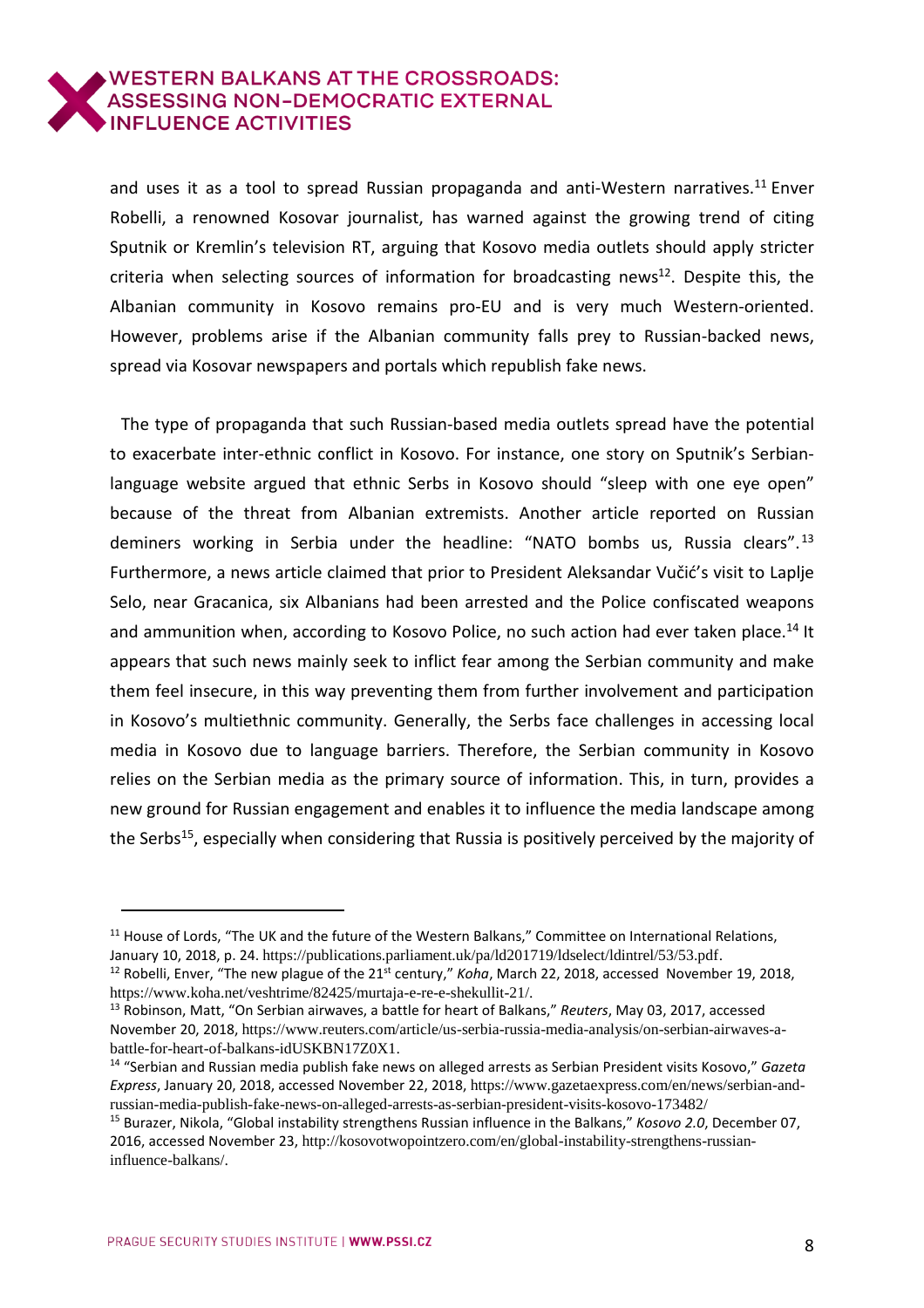and uses it as a tool to spread Russian propaganda and anti-Western narratives.[11] Enver Robelli, a renowned Kosovar journalist, has warned against the growing trend of citing Sputnik or Kremlin's television RT, arguing that Kosovo media outlets should apply stricter criteria when selecting sources of information for broadcasting news[12]. Despite this, the Albanian community in Kosovo remains pro-EU and is very much Western-oriented. However, problems arise if the Albanian community falls prey to Russian-backed news, spread via Kosovar newspapers and portals which republish fake news.

The type of propaganda that such Russian-based media outlets spread have the potential to exacerbate inter-ethnic conflict in Kosovo. For instance, one story on Sputnik's Serbian-language website argued that ethnic Serbs in Kosovo should "sleep with one eye open" because of the threat from Albanian extremists. Another article reported on Russian deminers working in Serbia under the headline: "NATO bombs us, Russia clears".[13] Furthermore, a news article claimed that prior to President Aleksandar Vučić's visit to Laplje Selo, near Gracanica, six Albanians had been arrested and the Police confiscated weapons and ammunition when, according to Kosovo Police, no such action had ever taken place.[14] It appears that such news mainly seek to inflict fear among the Serbian community and make them feel insecure, in this way preventing them from further involvement and participation in Kosovo's multiethnic community. Generally, the Serbs face challenges in accessing local media in Kosovo due to language barriers. Therefore, the Serbian community in Kosovo relies on the Serbian media as the primary source of information. This, in turn, provides a new ground for Russian engagement and enables it to influence the media landscape among the Serbs[15], especially when considering that Russia is positively perceived by the majority of

---

[11] House of Lords, "The UK and the future of the Western Balkans," Committee on International Relations, January 10, 2018, p. 24. https://publications.parliament.uk/pa/ld201719/ldselect/ldintrel/53/53.pdf.

[12] Robelli, Enver, "The new plague of the 21st century," *Koha*, March 22, 2018, accessed November 19, 2018, https://www.koha.net/veshtrime/82425/murtaja-e-re-e-shekullit-21/.

[13] Robinson, Matt, "On Serbian airwaves, a battle for heart of Balkans," *Reuters*, May 03, 2017, accessed November 20, 2018, https://www.reuters.com/article/us-serbia-russia-media-analysis/on-serbian-airwaves-a-battle-for-heart-of-balkans-idUSKBN17Z0X1.

[14] "Serbian and Russian media publish fake news on alleged arrests as Serbian President visits Kosovo," *Gazeta Express*, January 20, 2018, accessed November 22, 2018, https://www.gazetaexpress.com/en/news/serbian-and-russian-media-publish-fake-news-on-alleged-arrests-as-serbian-president-visits-kosovo-173482/

[15] Burazer, Nikola, "Global instability strengthens Russian influence in the Balkans," *Kosovo 2.0*, December 07, 2016, accessed November 23, http://kosovotwopointzero.com/en/global-instability-strengthens-russian-influence-balkans/.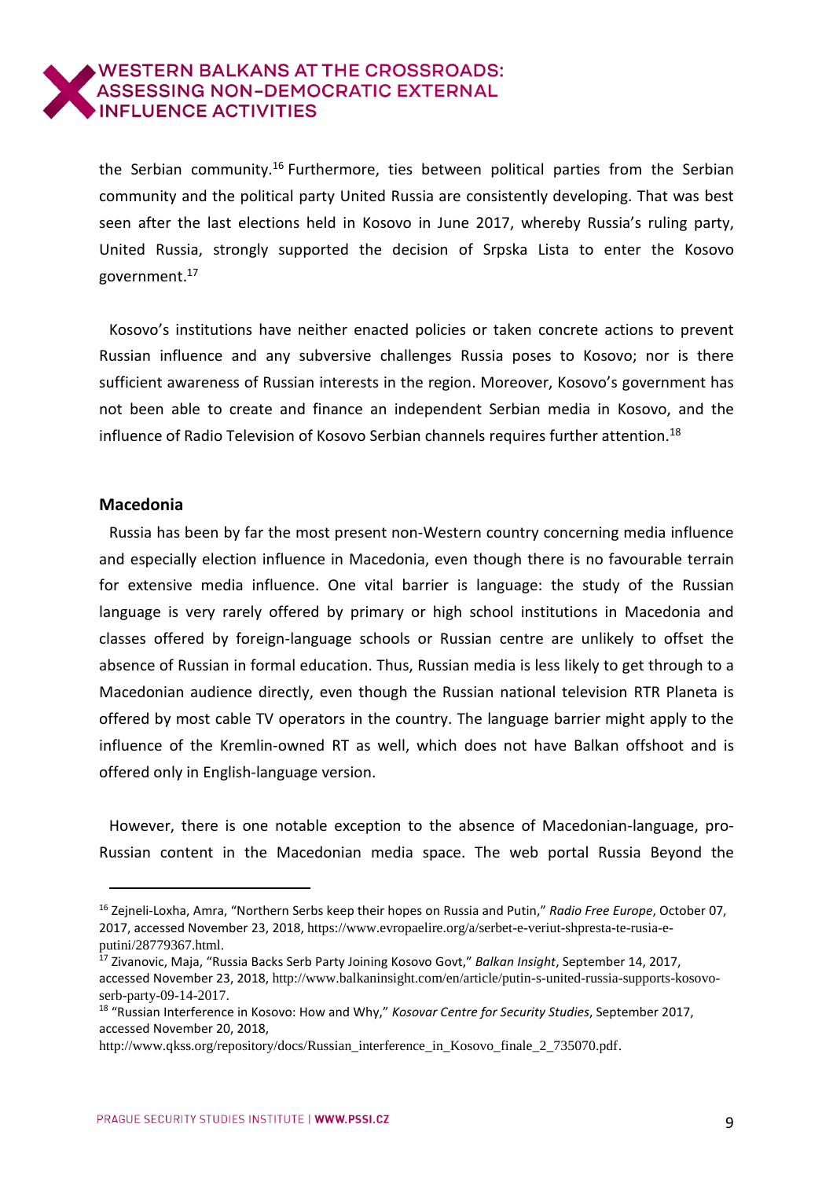the Serbian community.[16] Furthermore, ties between political parties from the Serbian community and the political party United Russia are consistently developing. That was best seen after the last elections held in Kosovo in June 2017, whereby Russia's ruling party, United Russia, strongly supported the decision of Srpska Lista to enter the Kosovo government.[17]

Kosovo's institutions have neither enacted policies or taken concrete actions to prevent Russian influence and any subversive challenges Russia poses to Kosovo; nor is there sufficient awareness of Russian interests in the region. Moreover, Kosovo's government has not been able to create and finance an independent Serbian media in Kosovo, and the influence of Radio Television of Kosovo Serbian channels requires further attention.[18]

**Macedonia**

Russia has been by far the most present non-Western country concerning media influence and especially election influence in Macedonia, even though there is no favourable terrain for extensive media influence. One vital barrier is language: the study of the Russian language is very rarely offered by primary or high school institutions in Macedonia and classes offered by foreign-language schools or Russian centre are unlikely to offset the absence of Russian in formal education. Thus, Russian media is less likely to get through to a Macedonian audience directly, even though the Russian national television RTR Planeta is offered by most cable TV operators in the country. The language barrier might apply to the influence of the Kremlin-owned RT as well, which does not have Balkan offshoot and is offered only in English-language version.

However, there is one notable exception to the absence of Macedonian-language, pro-Russian content in the Macedonian media space. The web portal Russia Beyond the

---

[16] Zejneli-Loxha, Amra, "Northern Serbs keep their hopes on Russia and Putin," *Radio Free Europe*, October 07, 2017, accessed November 23, 2018, https://www.evropaelire.org/a/serbet-e-veriut-shpresta-te-rusia-e-putini/28779367.html.

[17] Zivanovic, Maja, "Russia Backs Serb Party Joining Kosovo Govt," *Balkan Insight*, September 14, 2017, accessed November 23, 2018, http://www.balkaninsight.com/en/article/putin-s-united-russia-supports-kosovo-serb-party-09-14-2017.

[18] "Russian Interference in Kosovo: How and Why," *Kosovar Centre for Security Studies*, September 2017, accessed November 20, 2018, http://www.qkss.org/repository/docs/Russian_interference_in_Kosovo_finale_2_735070.pdf.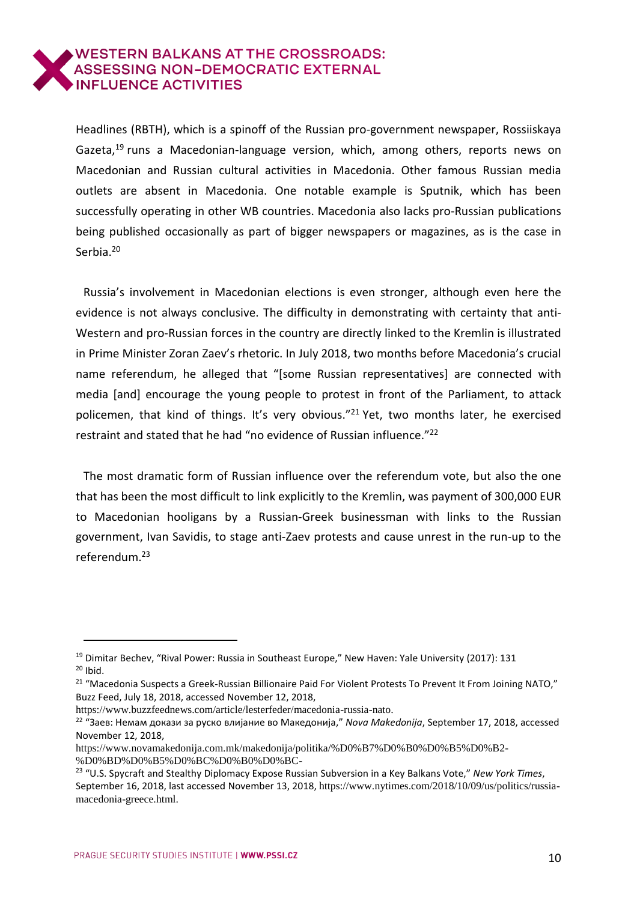Headlines (RBTH), which is a spinoff of the Russian pro-government newspaper, Rossiiskaya Gazeta,[19] runs a Macedonian-language version, which, among others, reports news on Macedonian and Russian cultural activities in Macedonia. Other famous Russian media outlets are absent in Macedonia. One notable example is Sputnik, which has been successfully operating in other WB countries. Macedonia also lacks pro-Russian publications being published occasionally as part of bigger newspapers or magazines, as is the case in Serbia.[20]

Russia's involvement in Macedonian elections is even stronger, although even here the evidence is not always conclusive. The difficulty in demonstrating with certainty that anti-Western and pro-Russian forces in the country are directly linked to the Kremlin is illustrated in Prime Minister Zoran Zaev's rhetoric. In July 2018, two months before Macedonia's crucial name referendum, he alleged that "[some Russian representatives] are connected with media [and] encourage the young people to protest in front of the Parliament, to attack policemen, that kind of things. It's very obvious."[21] Yet, two months later, he exercised restraint and stated that he had "no evidence of Russian influence."[22]

The most dramatic form of Russian influence over the referendum vote, but also the one that has been the most difficult to link explicitly to the Kremlin, was payment of 300,000 EUR to Macedonian hooligans by a Russian-Greek businessman with links to the Russian government, Ivan Savidis, to stage anti-Zaev protests and cause unrest in the run-up to the referendum.[23]

---

[19] Dimitar Bechev, "Rival Power: Russia in Southeast Europe," New Haven: Yale University (2017): 131

[20] Ibid.

[21] "Macedonia Suspects a Greek-Russian Billionaire Paid For Violent Protests To Prevent It From Joining NATO," Buzz Feed, July 18, 2018, accessed November 12, 2018, https://www.buzzfeednews.com/article/lesterfeder/macedonia-russia-nato.

[22] "Заев: Немам докази за руско влијание во Македонија," *Nova Makedonija*, September 17, 2018, accessed November 12, 2018, https://www.novamakedonija.com.mk/makedonija/politika/%D0%B7%D0%B0%D0%B5%D0%B2-%D0%BD%D0%B5%D0%BC%D0%B0%D0%BC-

[23] "U.S. Spycraft and Stealthy Diplomacy Expose Russian Subversion in a Key Balkans Vote," *New York Times*, September 16, 2018, last accessed November 13, 2018, https://www.nytimes.com/2018/10/09/us/politics/russia-macedonia-greece.html.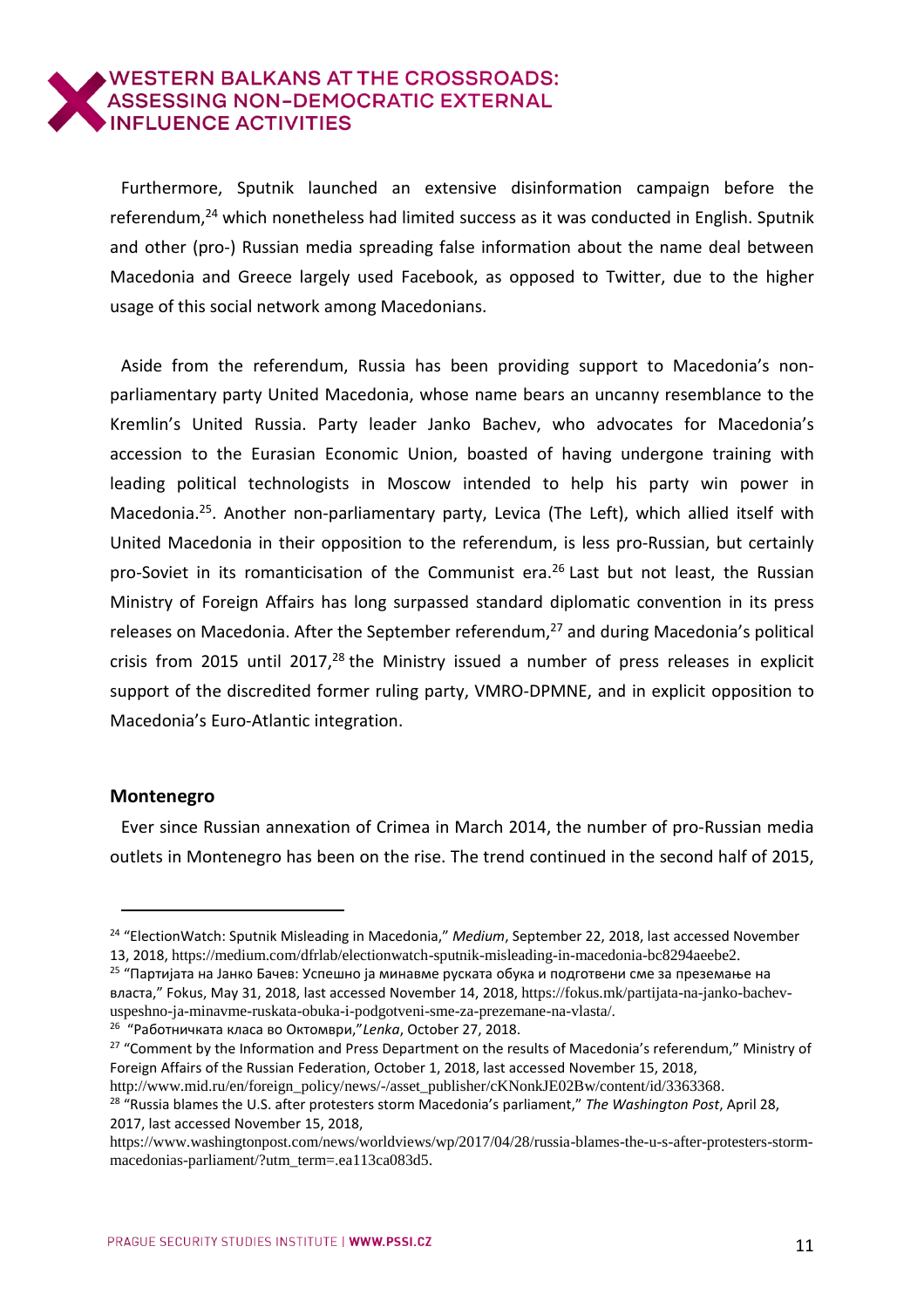Furthermore, Sputnik launched an extensive disinformation campaign before the referendum,[24] which nonetheless had limited success as it was conducted in English. Sputnik and other (pro-) Russian media spreading false information about the name deal between Macedonia and Greece largely used Facebook, as opposed to Twitter, due to the higher usage of this social network among Macedonians.

Aside from the referendum, Russia has been providing support to Macedonia's non-parliamentary party United Macedonia, whose name bears an uncanny resemblance to the Kremlin's United Russia. Party leader Janko Bachev, who advocates for Macedonia's accession to the Eurasian Economic Union, boasted of having undergone training with leading political technologists in Moscow intended to help his party win power in Macedonia.[25]. Another non-parliamentary party, Levica (The Left), which allied itself with United Macedonia in their opposition to the referendum, is less pro-Russian, but certainly pro-Soviet in its romanticisation of the Communist era.[26] Last but not least, the Russian Ministry of Foreign Affairs has long surpassed standard diplomatic convention in its press releases on Macedonia. After the September referendum,[27] and during Macedonia's political crisis from 2015 until 2017,[28] the Ministry issued a number of press releases in explicit support of the discredited former ruling party, VMRO-DPMNE, and in explicit opposition to Macedonia's Euro-Atlantic integration.

**Montenegro**

Ever since Russian annexation of Crimea in March 2014, the number of pro-Russian media outlets in Montenegro has been on the rise. The trend continued in the second half of 2015,

---

[24] "ElectionWatch: Sputnik Misleading in Macedonia," *Medium*, September 22, 2018, last accessed November 13, 2018, https://medium.com/dfrlab/electionwatch-sputnik-misleading-in-macedonia-bc8294aeebe2.

[25] "Партијата на Јанко Бачев: Успешно ја минавме руската обука и подготвени сме за преземање на власта," Fokus, May 31, 2018, last accessed November 14, 2018, https://fokus.mk/partijata-na-janko-bachev-uspeshno-ja-minavme-ruskata-obuka-i-podgotveni-sme-za-prezemane-na-vlasta/.

[26] "Работничката класа во Октомври,"*Lenka*, October 27, 2018.

[27] "Comment by the Information and Press Department on the results of Macedonia's referendum," Ministry of Foreign Affairs of the Russian Federation, October 1, 2018, last accessed November 15, 2018, http://www.mid.ru/en/foreign_policy/news/-/asset_publisher/cKNonkJE02Bw/content/id/3363368.

[28] "Russia blames the U.S. after protesters storm Macedonia's parliament," *The Washington Post*, April 28, 2017, last accessed November 15, 2018, https://www.washingtonpost.com/news/worldviews/wp/2017/04/28/russia-blames-the-u-s-after-protesters-storm-macedonias-parliament/?utm_term=.ea113ca083d5.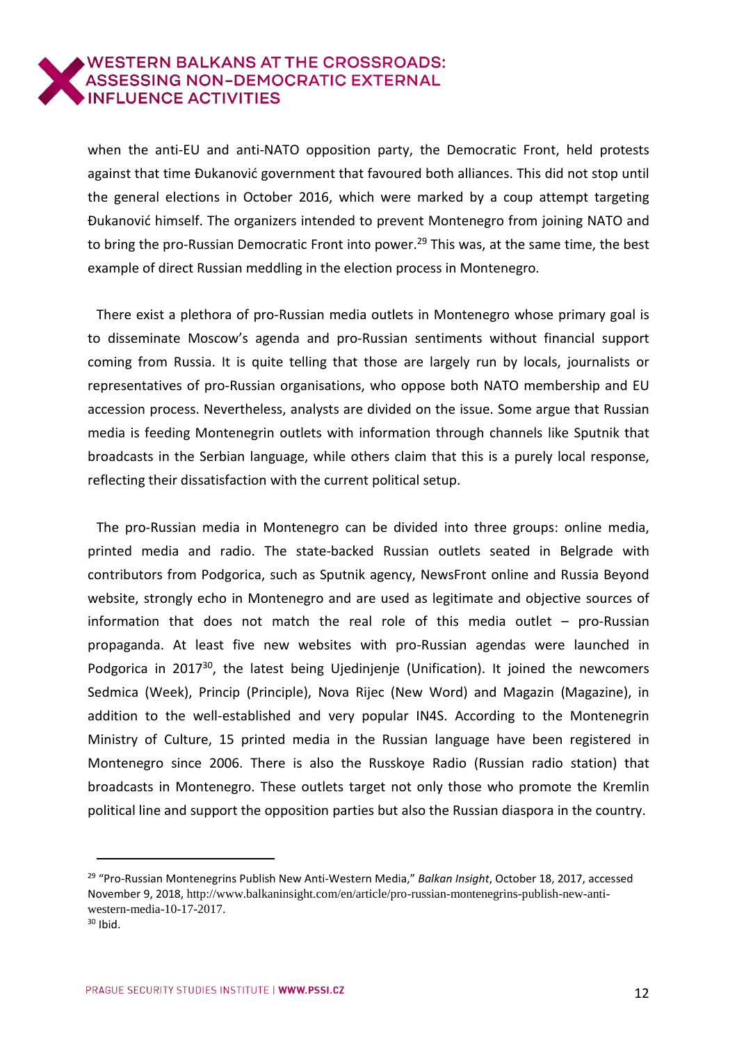when the anti-EU and anti-NATO opposition party, the Democratic Front, held protests against that time Đukanović government that favoured both alliances. This did not stop until the general elections in October 2016, which were marked by a coup attempt targeting Đukanović himself. The organizers intended to prevent Montenegro from joining NATO and to bring the pro-Russian Democratic Front into power.[29] This was, at the same time, the best example of direct Russian meddling in the election process in Montenegro.

There exist a plethora of pro-Russian media outlets in Montenegro whose primary goal is to disseminate Moscow's agenda and pro-Russian sentiments without financial support coming from Russia. It is quite telling that those are largely run by locals, journalists or representatives of pro-Russian organisations, who oppose both NATO membership and EU accession process. Nevertheless, analysts are divided on the issue. Some argue that Russian media is feeding Montenegrin outlets with information through channels like Sputnik that broadcasts in the Serbian language, while others claim that this is a purely local response, reflecting their dissatisfaction with the current political setup.

The pro-Russian media in Montenegro can be divided into three groups: online media, printed media and radio. The state-backed Russian outlets seated in Belgrade with contributors from Podgorica, such as Sputnik agency, NewsFront online and Russia Beyond website, strongly echo in Montenegro and are used as legitimate and objective sources of information that does not match the real role of this media outlet – pro-Russian propaganda. At least five new websites with pro-Russian agendas were launched in Podgorica in 2017[30], the latest being Ujedinjenje (Unification). It joined the newcomers Sedmica (Week), Princip (Principle), Nova Rijec (New Word) and Magazin (Magazine), in addition to the well-established and very popular IN4S. According to the Montenegrin Ministry of Culture, 15 printed media in the Russian language have been registered in Montenegro since 2006. There is also the Russkoye Radio (Russian radio station) that broadcasts in Montenegro. These outlets target not only those who promote the Kremlin political line and support the opposition parties but also the Russian diaspora in the country.

---

[29] "Pro-Russian Montenegrins Publish New Anti-Western Media," *Balkan Insight*, October 18, 2017, accessed November 9, 2018, http://www.balkaninsight.com/en/article/pro-russian-montenegrins-publish-new-anti-western-media-10-17-2017.

[30] Ibid.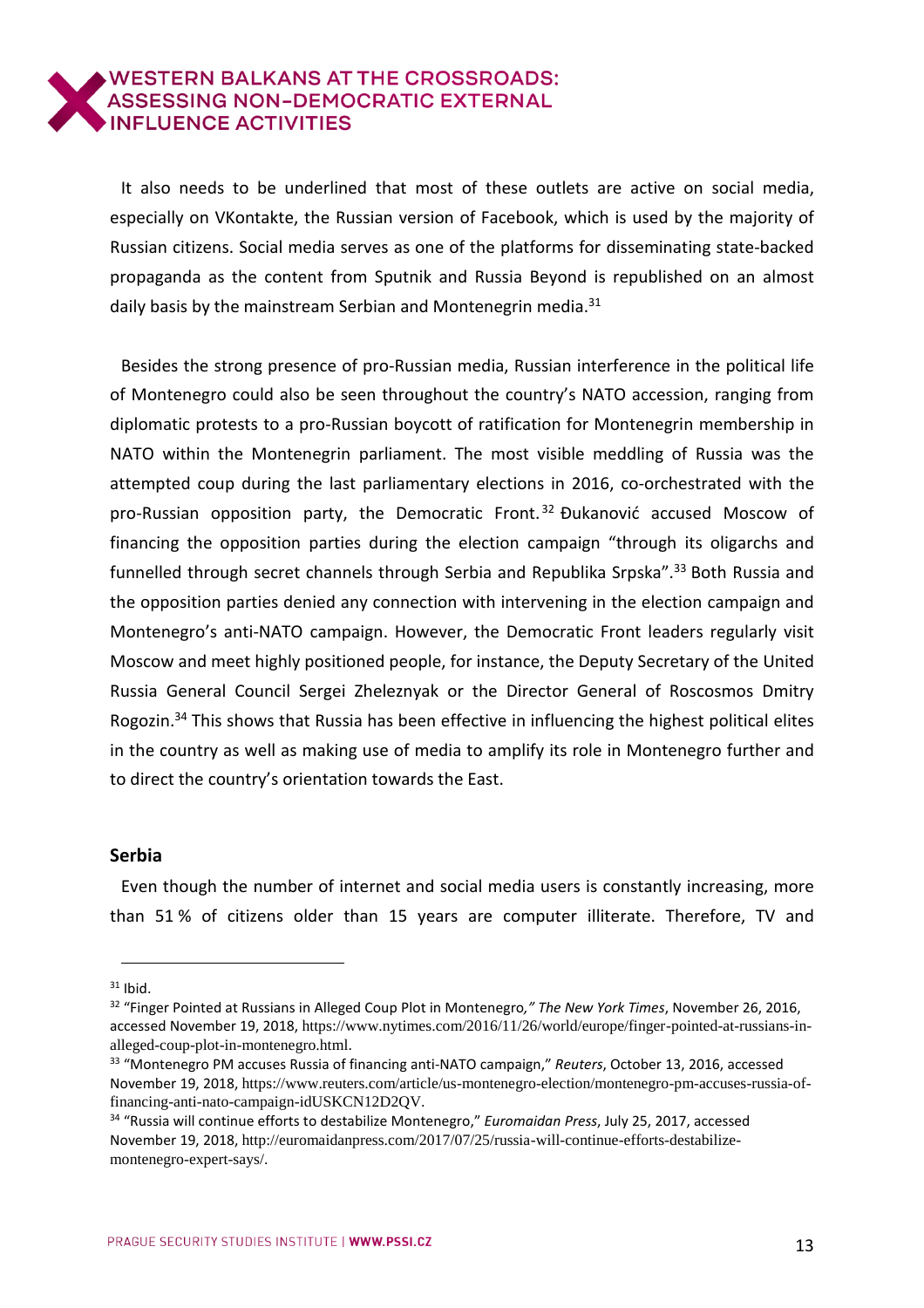It also needs to be underlined that most of these outlets are active on social media, especially on VKontakte, the Russian version of Facebook, which is used by the majority of Russian citizens. Social media serves as one of the platforms for disseminating state-backed propaganda as the content from Sputnik and Russia Beyond is republished on an almost daily basis by the mainstream Serbian and Montenegrin media.[31]

Besides the strong presence of pro-Russian media, Russian interference in the political life of Montenegro could also be seen throughout the country's NATO accession, ranging from diplomatic protests to a pro-Russian boycott of ratification for Montenegrin membership in NATO within the Montenegrin parliament. The most visible meddling of Russia was the attempted coup during the last parliamentary elections in 2016, co-orchestrated with the pro-Russian opposition party, the Democratic Front.[32] Đukanović accused Moscow of financing the opposition parties during the election campaign "through its oligarchs and funnelled through secret channels through Serbia and Republika Srpska".[33] Both Russia and the opposition parties denied any connection with intervening in the election campaign and Montenegro's anti-NATO campaign. However, the Democratic Front leaders regularly visit Moscow and meet highly positioned people, for instance, the Deputy Secretary of the United Russia General Council Sergei Zheleznyak or the Director General of Roscosmos Dmitry Rogozin.[34] This shows that Russia has been effective in influencing the highest political elites in the country as well as making use of media to amplify its role in Montenegro further and to direct the country's orientation towards the East.

### Serbia

Even though the number of internet and social media users is constantly increasing, more than 51 % of citizens older than 15 years are computer illiterate. Therefore, TV and

---

[31] Ibid.

[32] "Finger Pointed at Russians in Alleged Coup Plot in Montenegro," *The New York Times*, November 26, 2016, accessed November 19, 2018, https://www.nytimes.com/2016/11/26/world/europe/finger-pointed-at-russians-in-alleged-coup-plot-in-montenegro.html.

[33] "Montenegro PM accuses Russia of financing anti-NATO campaign," *Reuters*, October 13, 2016, accessed November 19, 2018, https://www.reuters.com/article/us-montenegro-election/montenegro-pm-accuses-russia-of-financing-anti-nato-campaign-idUSKCN12D2QV.

[34] "Russia will continue efforts to destabilize Montenegro," *Euromaidan Press*, July 25, 2017, accessed November 19, 2018, http://euromaidanpress.com/2017/07/25/russia-will-continue-efforts-destabilize-montenegro-expert-says/.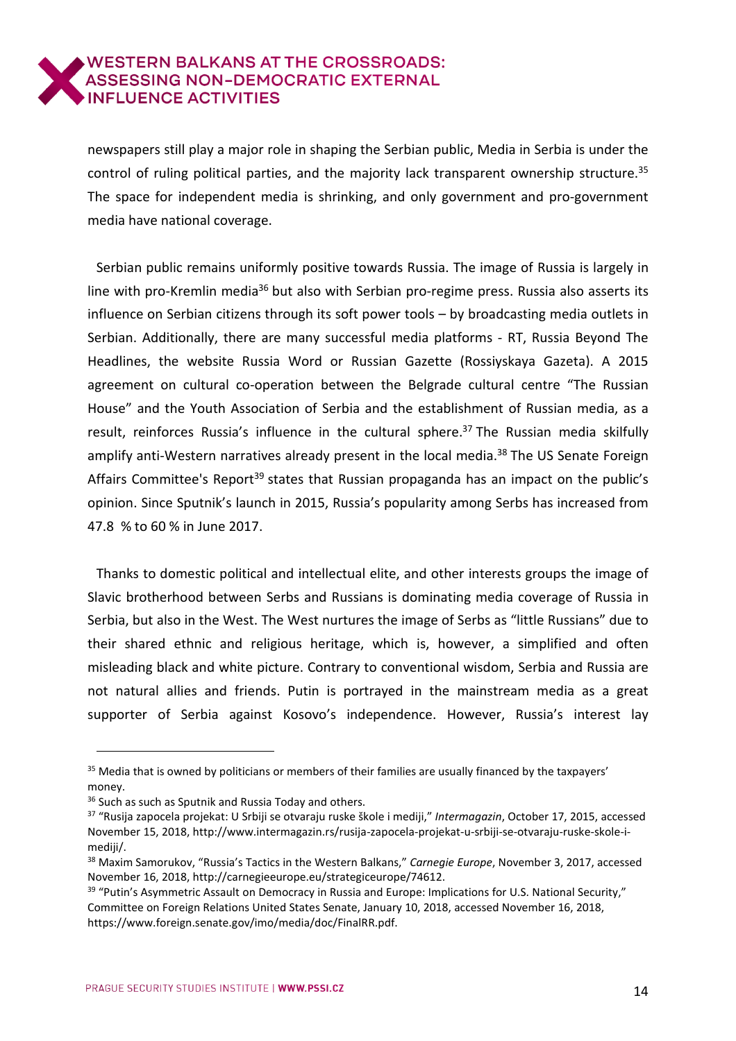newspapers still play a major role in shaping the Serbian public, Media in Serbia is under the control of ruling political parties, and the majority lack transparent ownership structure.[35] The space for independent media is shrinking, and only government and pro-government media have national coverage.

Serbian public remains uniformly positive towards Russia. The image of Russia is largely in line with pro-Kremlin media[36] but also with Serbian pro-regime press. Russia also asserts its influence on Serbian citizens through its soft power tools – by broadcasting media outlets in Serbian. Additionally, there are many successful media platforms - RT, Russia Beyond The Headlines, the website Russia Word or Russian Gazette (Rossiyskaya Gazeta). A 2015 agreement on cultural co-operation between the Belgrade cultural centre "The Russian House" and the Youth Association of Serbia and the establishment of Russian media, as a result, reinforces Russia's influence in the cultural sphere.[37] The Russian media skilfully amplify anti-Western narratives already present in the local media.[38] The US Senate Foreign Affairs Committee's Report[39] states that Russian propaganda has an impact on the public's opinion. Since Sputnik's launch in 2015, Russia's popularity among Serbs has increased from 47.8 % to 60 % in June 2017.

Thanks to domestic political and intellectual elite, and other interests groups the image of Slavic brotherhood between Serbs and Russians is dominating media coverage of Russia in Serbia, but also in the West. The West nurtures the image of Serbs as "little Russians" due to their shared ethnic and religious heritage, which is, however, a simplified and often misleading black and white picture. Contrary to conventional wisdom, Serbia and Russia are not natural allies and friends. Putin is portrayed in the mainstream media as a great supporter of Serbia against Kosovo's independence. However, Russia's interest lay

---

[35] Media that is owned by politicians or members of their families are usually financed by the taxpayers' money.

[36] Such as such as Sputnik and Russia Today and others.

[37] "Rusija zapocela projekat: U Srbiji se otvaraju ruske škole i mediji," *Intermagazin*, October 17, 2015, accessed November 15, 2018, http://www.intermagazin.rs/rusija-zapocela-projekat-u-srbiji-se-otvaraju-ruske-skole-i-mediji/.

[38] Maxim Samorukov, "Russia's Tactics in the Western Balkans," *Carnegie Europe*, November 3, 2017, accessed November 16, 2018, http://carnegieeurope.eu/strategiceurope/74612.

[39] "Putin's Asymmetric Assault on Democracy in Russia and Europe: Implications for U.S. National Security," Committee on Foreign Relations United States Senate, January 10, 2018, accessed November 16, 2018, https://www.foreign.senate.gov/imo/media/doc/FinalRR.pdf.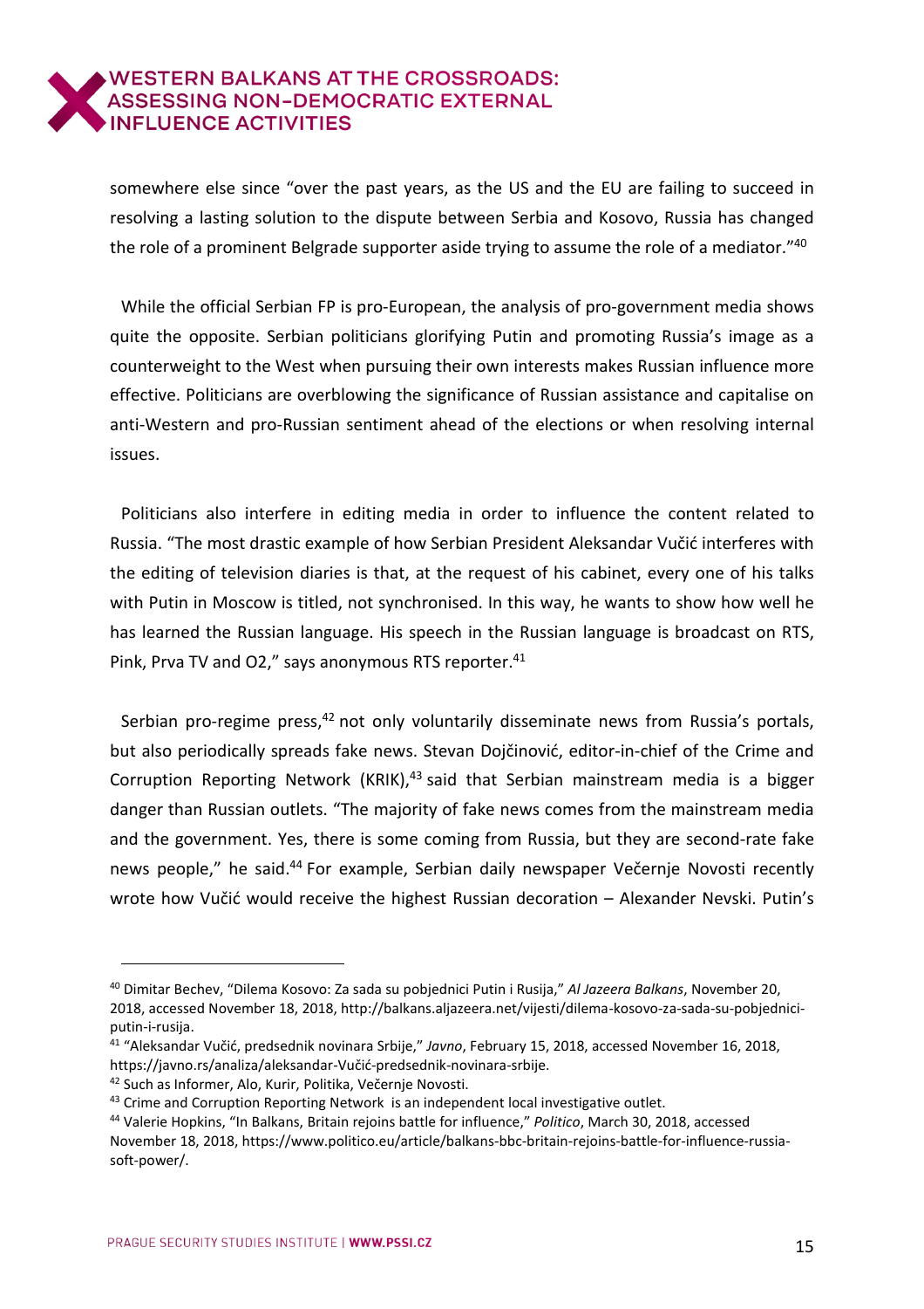somewhere else since "over the past years, as the US and the EU are failing to succeed in resolving a lasting solution to the dispute between Serbia and Kosovo, Russia has changed the role of a prominent Belgrade supporter aside trying to assume the role of a mediator."[40]

While the official Serbian FP is pro-European, the analysis of pro-government media shows quite the opposite. Serbian politicians glorifying Putin and promoting Russia's image as a counterweight to the West when pursuing their own interests makes Russian influence more effective. Politicians are overblowing the significance of Russian assistance and capitalise on anti-Western and pro-Russian sentiment ahead of the elections or when resolving internal issues.

Politicians also interfere in editing media in order to influence the content related to Russia. "The most drastic example of how Serbian President Aleksandar Vučić interferes with the editing of television diaries is that, at the request of his cabinet, every one of his talks with Putin in Moscow is titled, not synchronised. In this way, he wants to show how well he has learned the Russian language. His speech in the Russian language is broadcast on RTS, Pink, Prva TV and O2," says anonymous RTS reporter.[41]

Serbian pro-regime press,[42] not only voluntarily disseminate news from Russia's portals, but also periodically spreads fake news. Stevan Dojčinović, editor-in-chief of the Crime and Corruption Reporting Network (KRIK),[43] said that Serbian mainstream media is a bigger danger than Russian outlets. "The majority of fake news comes from the mainstream media and the government. Yes, there is some coming from Russia, but they are second-rate fake news people," he said.[44] For example, Serbian daily newspaper Večernje Novosti recently wrote how Vučić would receive the highest Russian decoration – Alexander Nevski. Putin's

---

[40] Dimitar Bechev, "Dilema Kosovo: Za sada su pobjednici Putin i Rusija," *Al Jazeera Balkans*, November 20, 2018, accessed November 18, 2018, http://balkans.aljazeera.net/vijesti/dilema-kosovo-za-sada-su-pobjednici-putin-i-rusija.

[41] "Aleksandar Vučić, predsednik novinara Srbije," *Javno*, February 15, 2018, accessed November 16, 2018, https://javno.rs/analiza/aleksandar-Vučić-predsednik-novinara-srbije.

[42] Such as Informer, Alo, Kurir, Politika, Večernje Novosti.

[43] Crime and Corruption Reporting Network is an independent local investigative outlet.

[44] Valerie Hopkins, "In Balkans, Britain rejoins battle for influence," *Politico*, March 30, 2018, accessed November 18, 2018, https://www.politico.eu/article/balkans-bbc-britain-rejoins-battle-for-influence-russia-soft-power/.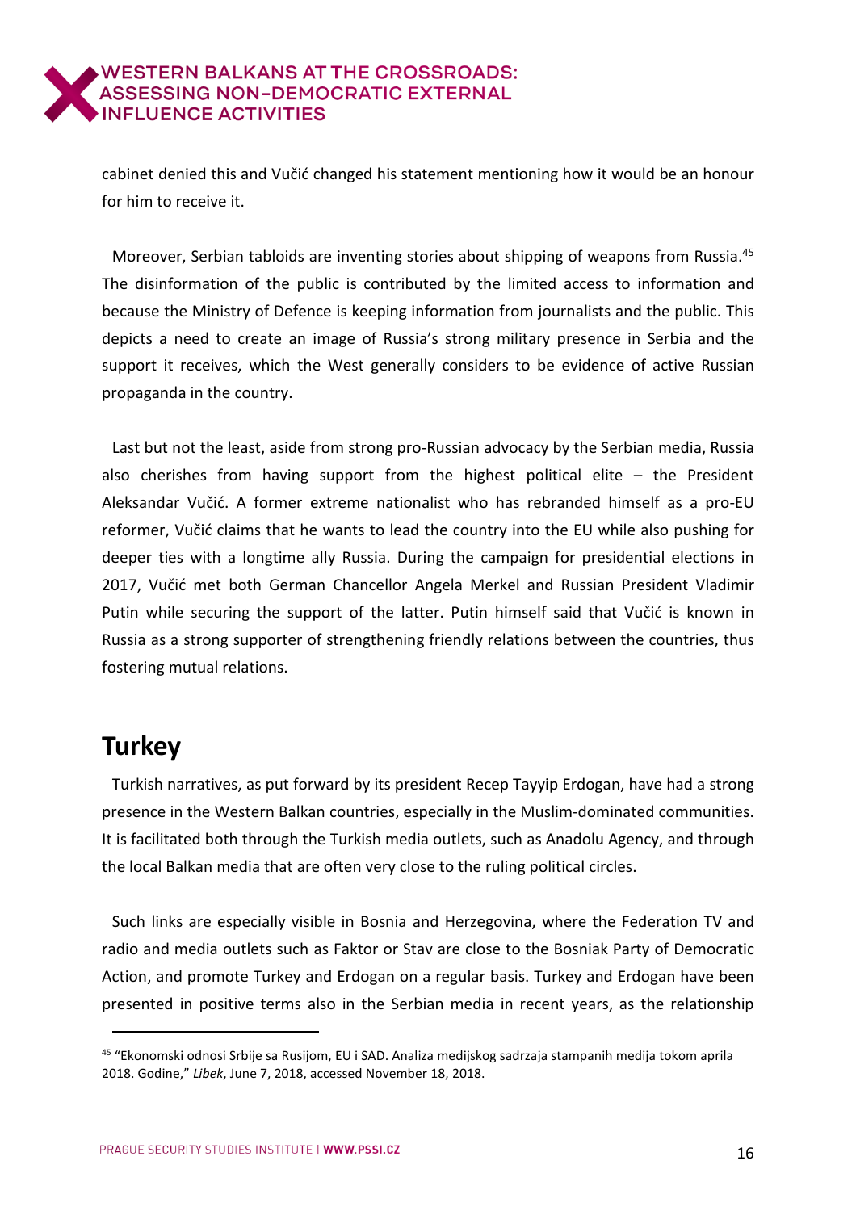cabinet denied this and Vučić changed his statement mentioning how it would be an honour for him to receive it.

Moreover, Serbian tabloids are inventing stories about shipping of weapons from Russia.[45] The disinformation of the public is contributed by the limited access to information and because the Ministry of Defence is keeping information from journalists and the public. This depicts a need to create an image of Russia's strong military presence in Serbia and the support it receives, which the West generally considers to be evidence of active Russian propaganda in the country.

Last but not the least, aside from strong pro-Russian advocacy by the Serbian media, Russia also cherishes from having support from the highest political elite – the President Aleksandar Vučić. A former extreme nationalist who has rebranded himself as a pro-EU reformer, Vučić claims that he wants to lead the country into the EU while also pushing for deeper ties with a longtime ally Russia. During the campaign for presidential elections in 2017, Vučić met both German Chancellor Angela Merkel and Russian President Vladimir Putin while securing the support of the latter. Putin himself said that Vučić is known in Russia as a strong supporter of strengthening friendly relations between the countries, thus fostering mutual relations.

## Turkey

Turkish narratives, as put forward by its president Recep Tayyip Erdogan, have had a strong presence in the Western Balkan countries, especially in the Muslim-dominated communities. It is facilitated both through the Turkish media outlets, such as Anadolu Agency, and through the local Balkan media that are often very close to the ruling political circles.

Such links are especially visible in Bosnia and Herzegovina, where the Federation TV and radio and media outlets such as Faktor or Stav are close to the Bosniak Party of Democratic Action, and promote Turkey and Erdogan on a regular basis. Turkey and Erdogan have been presented in positive terms also in the Serbian media in recent years, as the relationship

[45] "Ekonomski odnosi Srbije sa Rusijom, EU i SAD. Analiza medijskog sadrzaja stampanih medija tokom aprila 2018. Godine," *Libek*, June 7, 2018, accessed November 18, 2018.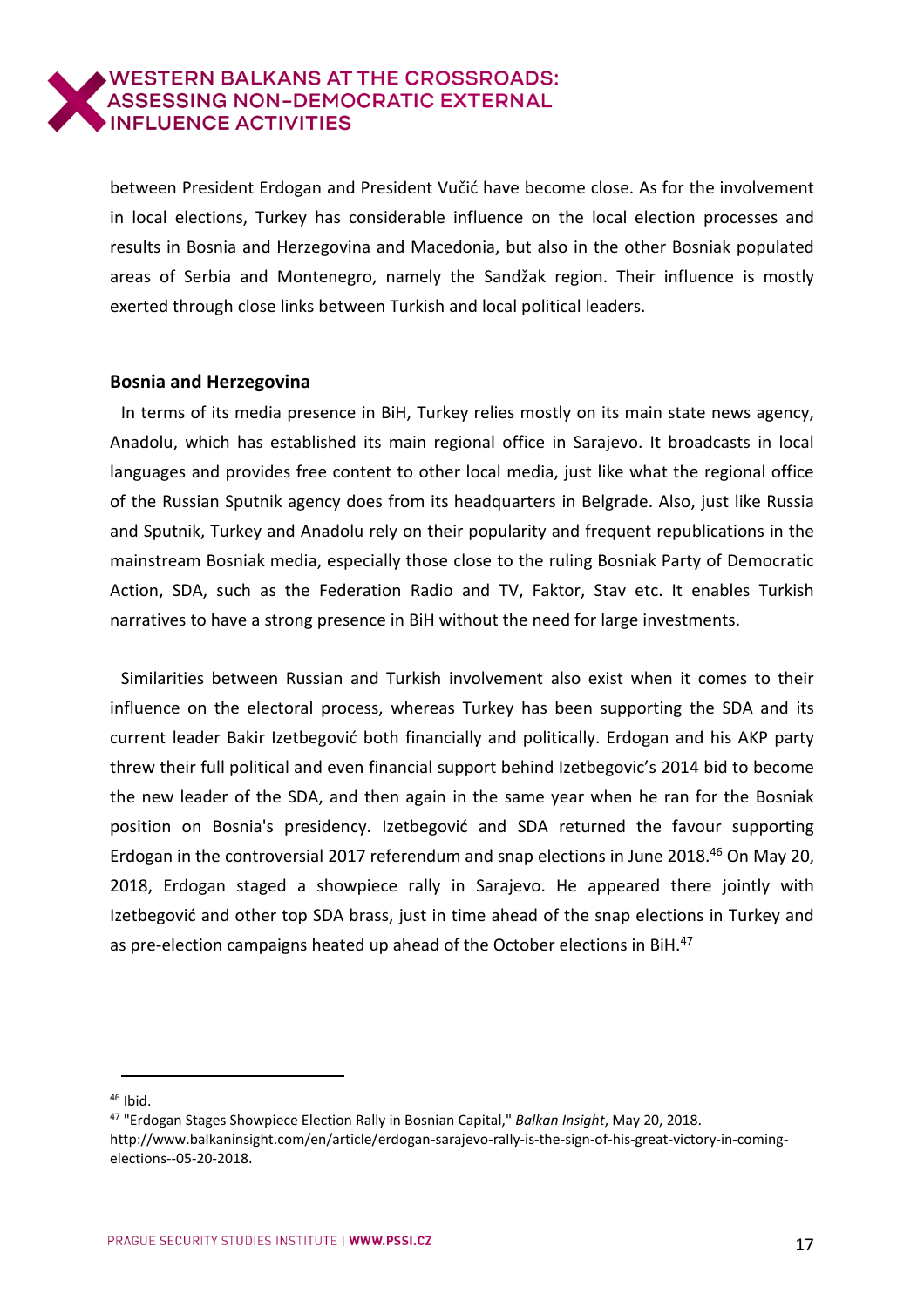between President Erdogan and President Vučić have become close. As for the involvement in local elections, Turkey has considerable influence on the local election processes and results in Bosnia and Herzegovina and Macedonia, but also in the other Bosniak populated areas of Serbia and Montenegro, namely the Sandžak region. Their influence is mostly exerted through close links between Turkish and local political leaders.

### Bosnia and Herzegovina

In terms of its media presence in BiH, Turkey relies mostly on its main state news agency, Anadolu, which has established its main regional office in Sarajevo. It broadcasts in local languages and provides free content to other local media, just like what the regional office of the Russian Sputnik agency does from its headquarters in Belgrade. Also, just like Russia and Sputnik, Turkey and Anadolu rely on their popularity and frequent republications in the mainstream Bosniak media, especially those close to the ruling Bosniak Party of Democratic Action, SDA, such as the Federation Radio and TV, Faktor, Stav etc. It enables Turkish narratives to have a strong presence in BiH without the need for large investments.

Similarities between Russian and Turkish involvement also exist when it comes to their influence on the electoral process, whereas Turkey has been supporting the SDA and its current leader Bakir Izetbegović both financially and politically. Erdogan and his AKP party threw their full political and even financial support behind Izetbegovic's 2014 bid to become the new leader of the SDA, and then again in the same year when he ran for the Bosniak position on Bosnia's presidency. Izetbegović and SDA returned the favour supporting Erdogan in the controversial 2017 referendum and snap elections in June 2018.[46] On May 20, 2018, Erdogan staged a showpiece rally in Sarajevo. He appeared there jointly with Izetbegović and other top SDA brass, just in time ahead of the snap elections in Turkey and as pre-election campaigns heated up ahead of the October elections in BiH.[47]

---

[46] Ibid.

[47] "Erdogan Stages Showpiece Election Rally in Bosnian Capital," *Balkan Insight*, May 20, 2018. http://www.balkaninsight.com/en/article/erdogan-sarajevo-rally-is-the-sign-of-his-great-victory-in-coming-elections--05-20-2018.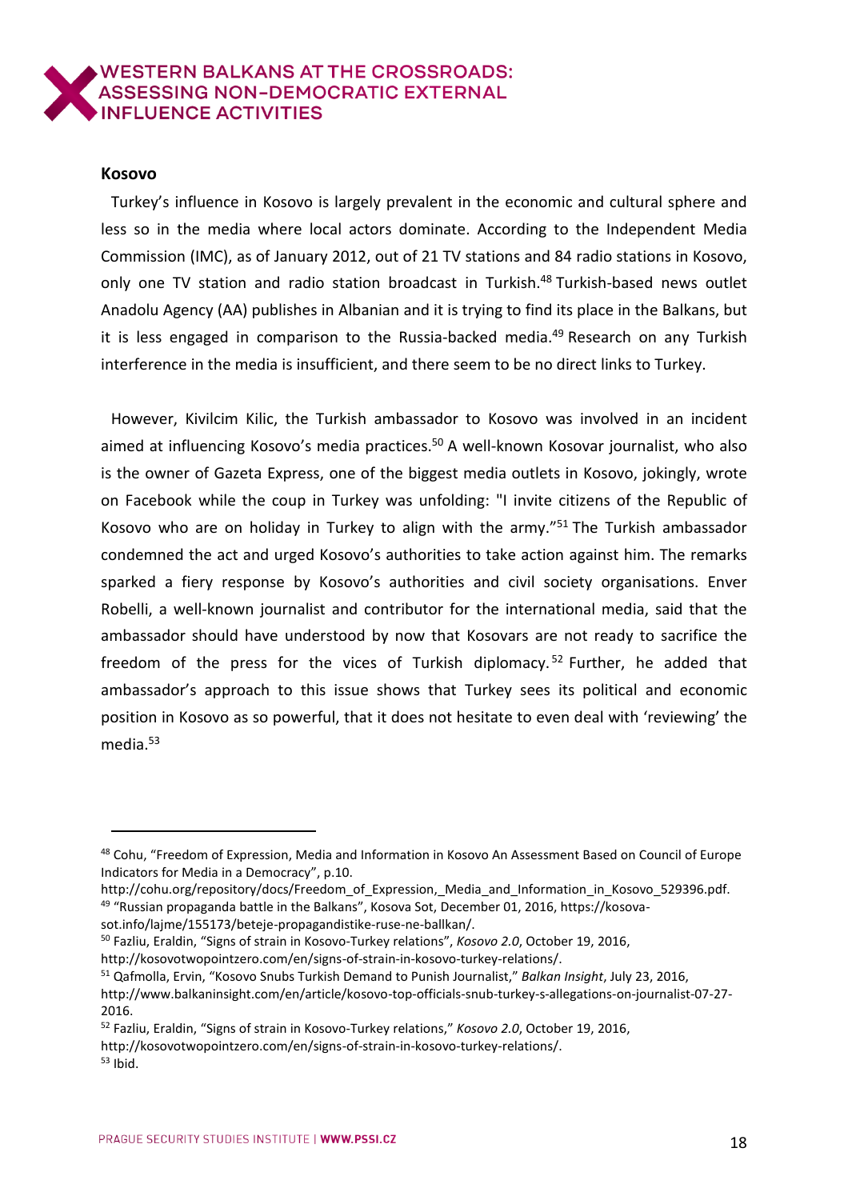### Kosovo

Turkey's influence in Kosovo is largely prevalent in the economic and cultural sphere and less so in the media where local actors dominate. According to the Independent Media Commission (IMC), as of January 2012, out of 21 TV stations and 84 radio stations in Kosovo, only one TV station and radio station broadcast in Turkish.[48] Turkish-based news outlet Anadolu Agency (AA) publishes in Albanian and it is trying to find its place in the Balkans, but it is less engaged in comparison to the Russia-backed media.[49] Research on any Turkish interference in the media is insufficient, and there seem to be no direct links to Turkey.

However, Kivilcim Kilic, the Turkish ambassador to Kosovo was involved in an incident aimed at influencing Kosovo's media practices.[50] A well-known Kosovar journalist, who also is the owner of Gazeta Express, one of the biggest media outlets in Kosovo, jokingly, wrote on Facebook while the coup in Turkey was unfolding: "I invite citizens of the Republic of Kosovo who are on holiday in Turkey to align with the army."[51] The Turkish ambassador condemned the act and urged Kosovo's authorities to take action against him. The remarks sparked a fiery response by Kosovo's authorities and civil society organisations. Enver Robelli, a well-known journalist and contributor for the international media, said that the ambassador should have understood by now that Kosovars are not ready to sacrifice the freedom of the press for the vices of Turkish diplomacy.[52] Further, he added that ambassador's approach to this issue shows that Turkey sees its political and economic position in Kosovo as so powerful, that it does not hesitate to even deal with 'reviewing' the media.[53]

---

[48] Cohu, "Freedom of Expression, Media and Information in Kosovo An Assessment Based on Council of Europe Indicators for Media in a Democracy", p.10. http://cohu.org/repository/docs/Freedom_of_Expression,_Media_and_Information_in_Kosovo_529396.pdf.

[49] "Russian propaganda battle in the Balkans", Kosova Sot, December 01, 2016, https://kosova-sot.info/lajme/155173/beteje-propagandistike-ruse-ne-ballkan/.

[50] Fazliu, Eraldin, "Signs of strain in Kosovo-Turkey relations", *Kosovo 2.0*, October 19, 2016, http://kosovotwopointzero.com/en/signs-of-strain-in-kosovo-turkey-relations/.

[51] Qafmolla, Ervin, "Kosovo Snubs Turkish Demand to Punish Journalist," *Balkan Insight*, July 23, 2016, http://www.balkaninsight.com/en/article/kosovo-top-officials-snub-turkey-s-allegations-on-journalist-07-27-2016.

[52] Fazliu, Eraldin, "Signs of strain in Kosovo-Turkey relations," *Kosovo 2.0*, October 19, 2016, http://kosovotwopointzero.com/en/signs-of-strain-in-kosovo-turkey-relations/.

[53] Ibid.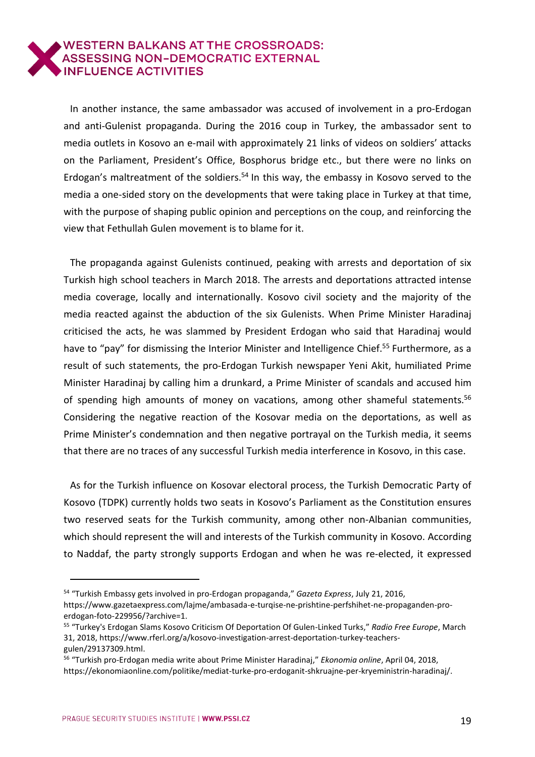In another instance, the same ambassador was accused of involvement in a pro-Erdogan and anti-Gulenist propaganda. During the 2016 coup in Turkey, the ambassador sent to media outlets in Kosovo an e-mail with approximately 21 links of videos on soldiers' attacks on the Parliament, President's Office, Bosphorus bridge etc., but there were no links on Erdogan's maltreatment of the soldiers.[54] In this way, the embassy in Kosovo served to the media a one-sided story on the developments that were taking place in Turkey at that time, with the purpose of shaping public opinion and perceptions on the coup, and reinforcing the view that Fethullah Gulen movement is to blame for it.

The propaganda against Gulenists continued, peaking with arrests and deportation of six Turkish high school teachers in March 2018. The arrests and deportations attracted intense media coverage, locally and internationally. Kosovo civil society and the majority of the media reacted against the abduction of the six Gulenists. When Prime Minister Haradinaj criticised the acts, he was slammed by President Erdogan who said that Haradinaj would have to "pay" for dismissing the Interior Minister and Intelligence Chief.[55] Furthermore, as a result of such statements, the pro-Erdogan Turkish newspaper Yeni Akit, humiliated Prime Minister Haradinaj by calling him a drunkard, a Prime Minister of scandals and accused him of spending high amounts of money on vacations, among other shameful statements.[56] Considering the negative reaction of the Kosovar media on the deportations, as well as Prime Minister's condemnation and then negative portrayal on the Turkish media, it seems that there are no traces of any successful Turkish media interference in Kosovo, in this case.

As for the Turkish influence on Kosovar electoral process, the Turkish Democratic Party of Kosovo (TDPK) currently holds two seats in Kosovo's Parliament as the Constitution ensures two reserved seats for the Turkish community, among other non-Albanian communities, which should represent the will and interests of the Turkish community in Kosovo. According to Naddaf, the party strongly supports Erdogan and when he was re-elected, it expressed

---

[54] "Turkish Embassy gets involved in pro-Erdogan propaganda," *Gazeta Express*, July 21, 2016, https://www.gazetaexpress.com/lajme/ambasada-e-turqise-ne-prishtine-perfshihet-ne-propaganden-pro-erdogan-foto-229956/?archive=1.

[55] "Turkey's Erdogan Slams Kosovo Criticism Of Deportation Of Gulen-Linked Turks," *Radio Free Europe*, March 31, 2018, https://www.rferl.org/a/kosovo-investigation-arrest-deportation-turkey-teachers-gulen/29137309.html.

[56] "Turkish pro-Erdogan media write about Prime Minister Haradinaj," *Ekonomia online*, April 04, 2018, https://ekonomiaonline.com/politike/mediat-turke-pro-erdoganit-shkruajne-per-kryeministrin-haradinaj/.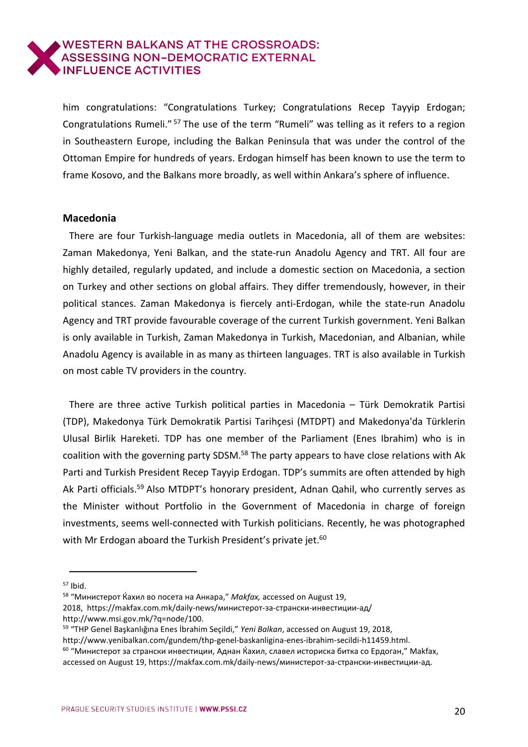him congratulations: "Congratulations Turkey; Congratulations Recep Tayyip Erdogan; Congratulations Rumeli."[57] The use of the term "Rumeli" was telling as it refers to a region in Southeastern Europe, including the Balkan Peninsula that was under the control of the Ottoman Empire for hundreds of years. Erdogan himself has been known to use the term to frame Kosovo, and the Balkans more broadly, as well within Ankara's sphere of influence.

### Macedonia

There are four Turkish-language media outlets in Macedonia, all of them are websites: Zaman Makedonya, Yeni Balkan, and the state-run Anadolu Agency and TRT. All four are highly detailed, regularly updated, and include a domestic section on Macedonia, a section on Turkey and other sections on global affairs. They differ tremendously, however, in their political stances. Zaman Makedonya is fiercely anti-Erdogan, while the state-run Anadolu Agency and TRT provide favourable coverage of the current Turkish government. Yeni Balkan is only available in Turkish, Zaman Makedonya in Turkish, Macedonian, and Albanian, while Anadolu Agency is available in as many as thirteen languages. TRT is also available in Turkish on most cable TV providers in the country.

There are three active Turkish political parties in Macedonia – Türk Demokratik Partisi (TDP), Makedonya Türk Demokratik Partisi Tarihçesi (MTDPT) and Makedonya'da Türklerin Ulusal Birlik Hareketi. TDP has one member of the Parliament (Enes Ibrahim) who is in coalition with the governing party SDSM.[58] The party appears to have close relations with Ak Parti and Turkish President Recep Tayyip Erdogan. TDP's summits are often attended by high Ak Parti officials.[59] Also MTDPT's honorary president, Adnan Qahil, who currently serves as the Minister without Portfolio in the Government of Macedonia in charge of foreign investments, seems well-connected with Turkish politicians. Recently, he was photographed with Mr Erdogan aboard the Turkish President's private jet.[60]

---

[57] Ibid.

[58] "Министерот Ќахил во посета на Анкара," *Makfax,* accessed on August 19, 2018, https://makfax.com.mk/daily-news/министерот-за-странски-инвестиции-ад/ http://www.msi.gov.mk/?q=node/100.

[59] "THP Genel Başkanlığına Enes İbrahim Seçildi," *Yeni Balkan*, accessed on August 19, 2018, http://www.yenibalkan.com/gundem/thp-genel-baskanligina-enes-ibrahim-secildi-h11459.html.

[60] "Министерот за странски инвестиции, Аднан Ќахил, славел историска битка со Ердоган," Makfax, accessed on August 19, https://makfax.com.mk/daily-news/министерот-за-странски-инвестиции-ад.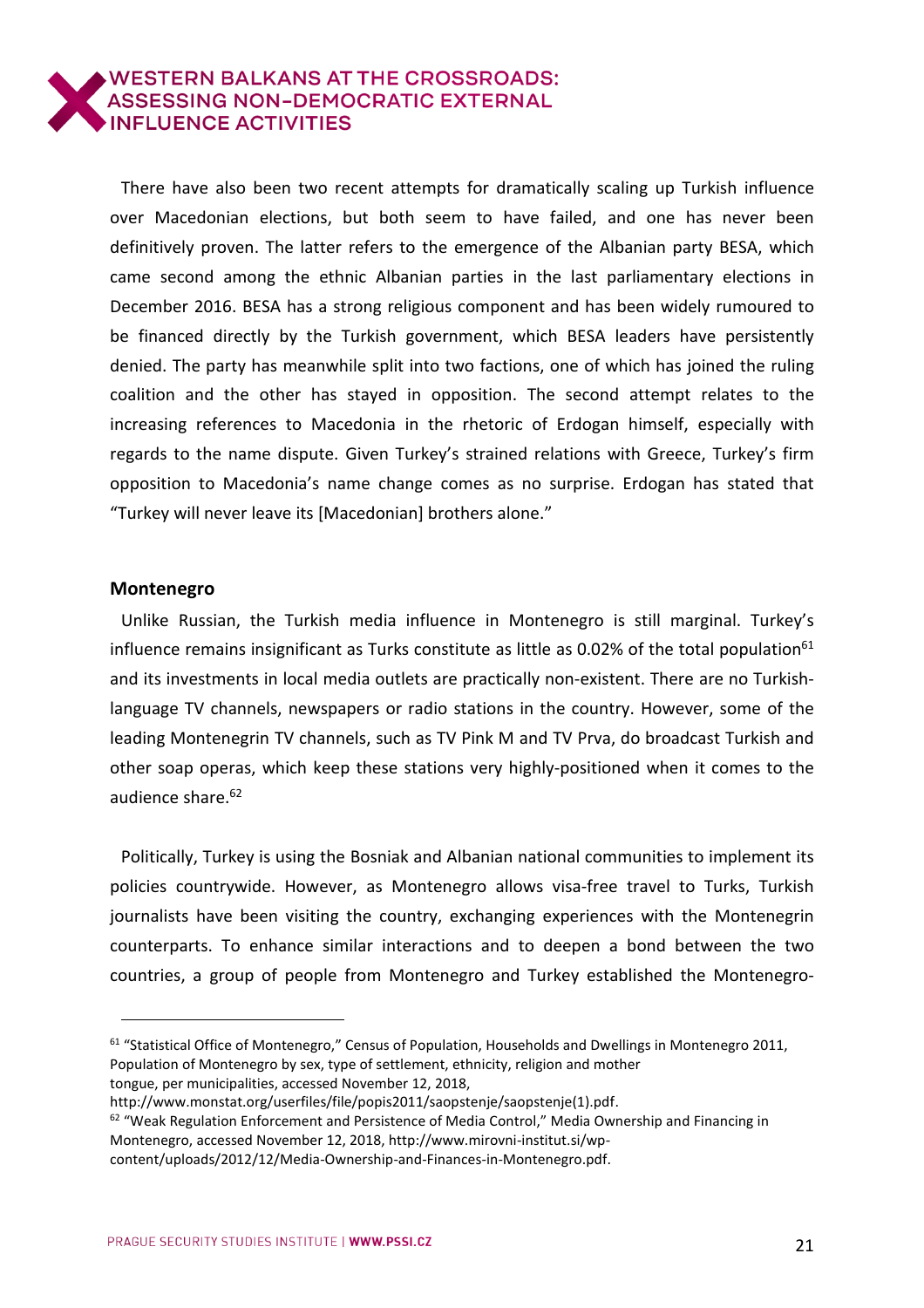There have also been two recent attempts for dramatically scaling up Turkish influence over Macedonian elections, but both seem to have failed, and one has never been definitively proven. The latter refers to the emergence of the Albanian party BESA, which came second among the ethnic Albanian parties in the last parliamentary elections in December 2016. BESA has a strong religious component and has been widely rumoured to be financed directly by the Turkish government, which BESA leaders have persistently denied. The party has meanwhile split into two factions, one of which has joined the ruling coalition and the other has stayed in opposition. The second attempt relates to the increasing references to Macedonia in the rhetoric of Erdogan himself, especially with regards to the name dispute. Given Turkey's strained relations with Greece, Turkey's firm opposition to Macedonia's name change comes as no surprise. Erdogan has stated that "Turkey will never leave its [Macedonian] brothers alone."

### Montenegro

Unlike Russian, the Turkish media influence in Montenegro is still marginal. Turkey's influence remains insignificant as Turks constitute as little as 0.02% of the total population[61] and its investments in local media outlets are practically non-existent. There are no Turkish-language TV channels, newspapers or radio stations in the country. However, some of the leading Montenegrin TV channels, such as TV Pink M and TV Prva, do broadcast Turkish and other soap operas, which keep these stations very highly-positioned when it comes to the audience share.[62]

Politically, Turkey is using the Bosniak and Albanian national communities to implement its policies countrywide. However, as Montenegro allows visa-free travel to Turks, Turkish journalists have been visiting the country, exchanging experiences with the Montenegrin counterparts. To enhance similar interactions and to deepen a bond between the two countries, a group of people from Montenegro and Turkey established the Montenegro-

---

[61] "Statistical Office of Montenegro," Census of Population, Households and Dwellings in Montenegro 2011, Population of Montenegro by sex, type of settlement, ethnicity, religion and mother tongue, per municipalities, accessed November 12, 2018, http://www.monstat.org/userfiles/file/popis2011/saopstenje/saopstenje(1).pdf.

[62] "Weak Regulation Enforcement and Persistence of Media Control," Media Ownership and Financing in Montenegro, accessed November 12, 2018, http://www.mirovni-institut.si/wp-content/uploads/2012/12/Media-Ownership-and-Finances-in-Montenegro.pdf.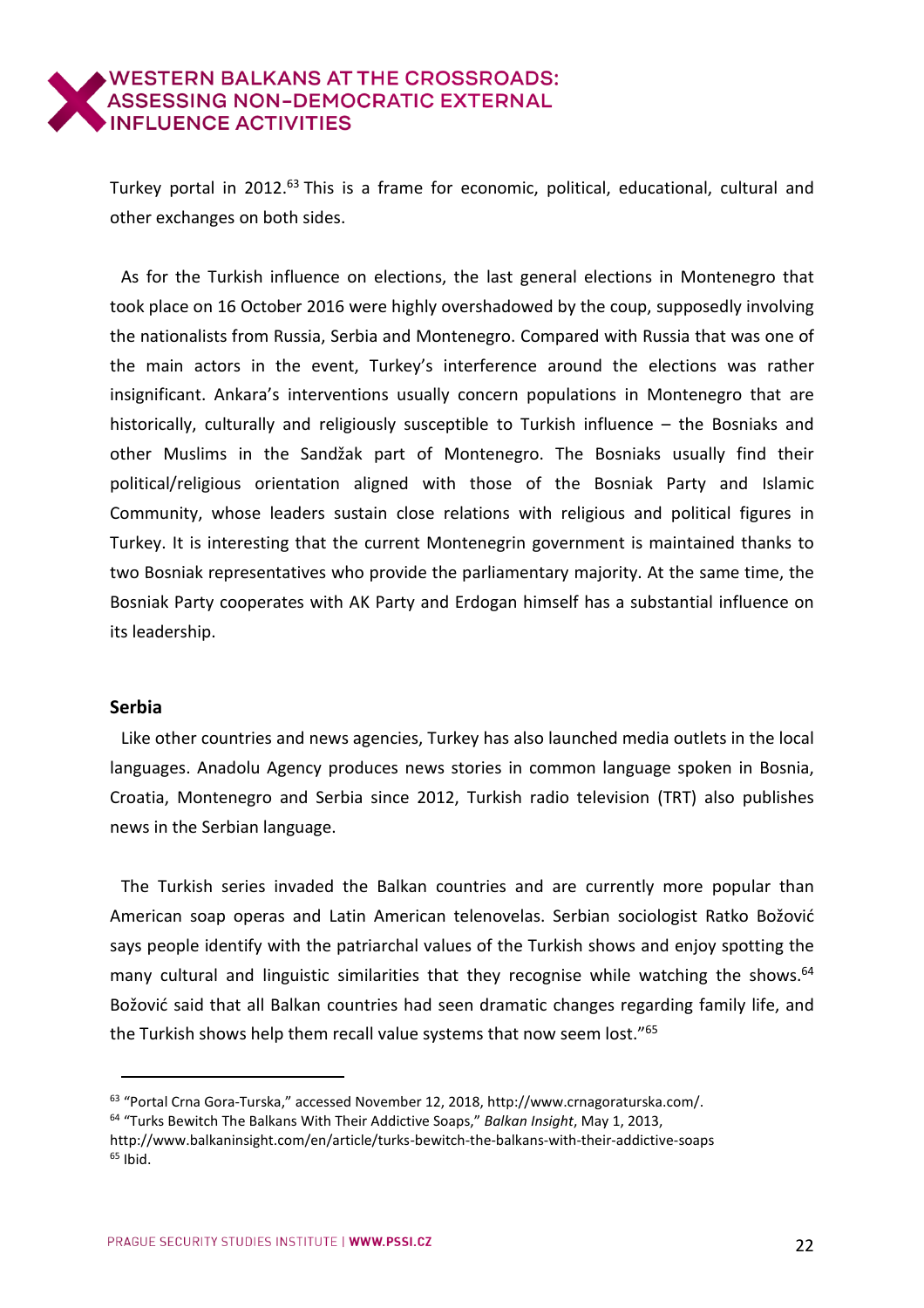Turkey portal in 2012.[63] This is a frame for economic, political, educational, cultural and other exchanges on both sides.

As for the Turkish influence on elections, the last general elections in Montenegro that took place on 16 October 2016 were highly overshadowed by the coup, supposedly involving the nationalists from Russia, Serbia and Montenegro. Compared with Russia that was one of the main actors in the event, Turkey's interference around the elections was rather insignificant. Ankara's interventions usually concern populations in Montenegro that are historically, culturally and religiously susceptible to Turkish influence – the Bosniaks and other Muslims in the Sandžak part of Montenegro. The Bosniaks usually find their political/religious orientation aligned with those of the Bosniak Party and Islamic Community, whose leaders sustain close relations with religious and political figures in Turkey. It is interesting that the current Montenegrin government is maintained thanks to two Bosniak representatives who provide the parliamentary majority. At the same time, the Bosniak Party cooperates with AK Party and Erdogan himself has a substantial influence on its leadership.

**Serbia**

Like other countries and news agencies, Turkey has also launched media outlets in the local languages. Anadolu Agency produces news stories in common language spoken in Bosnia, Croatia, Montenegro and Serbia since 2012, Turkish radio television (TRT) also publishes news in the Serbian language.

The Turkish series invaded the Balkan countries and are currently more popular than American soap operas and Latin American telenovelas. Serbian sociologist Ratko Božović says people identify with the patriarchal values of the Turkish shows and enjoy spotting the many cultural and linguistic similarities that they recognise while watching the shows.[64] Božović said that all Balkan countries had seen dramatic changes regarding family life, and the Turkish shows help them recall value systems that now seem lost."[65]

---

[63] "Portal Crna Gora-Turska," accessed November 12, 2018, http://www.crnagoraturska.com/.

[64] "Turks Bewitch The Balkans With Their Addictive Soaps," *Balkan Insight*, May 1, 2013, http://www.balkaninsight.com/en/article/turks-bewitch-the-balkans-with-their-addictive-soaps

[65] Ibid.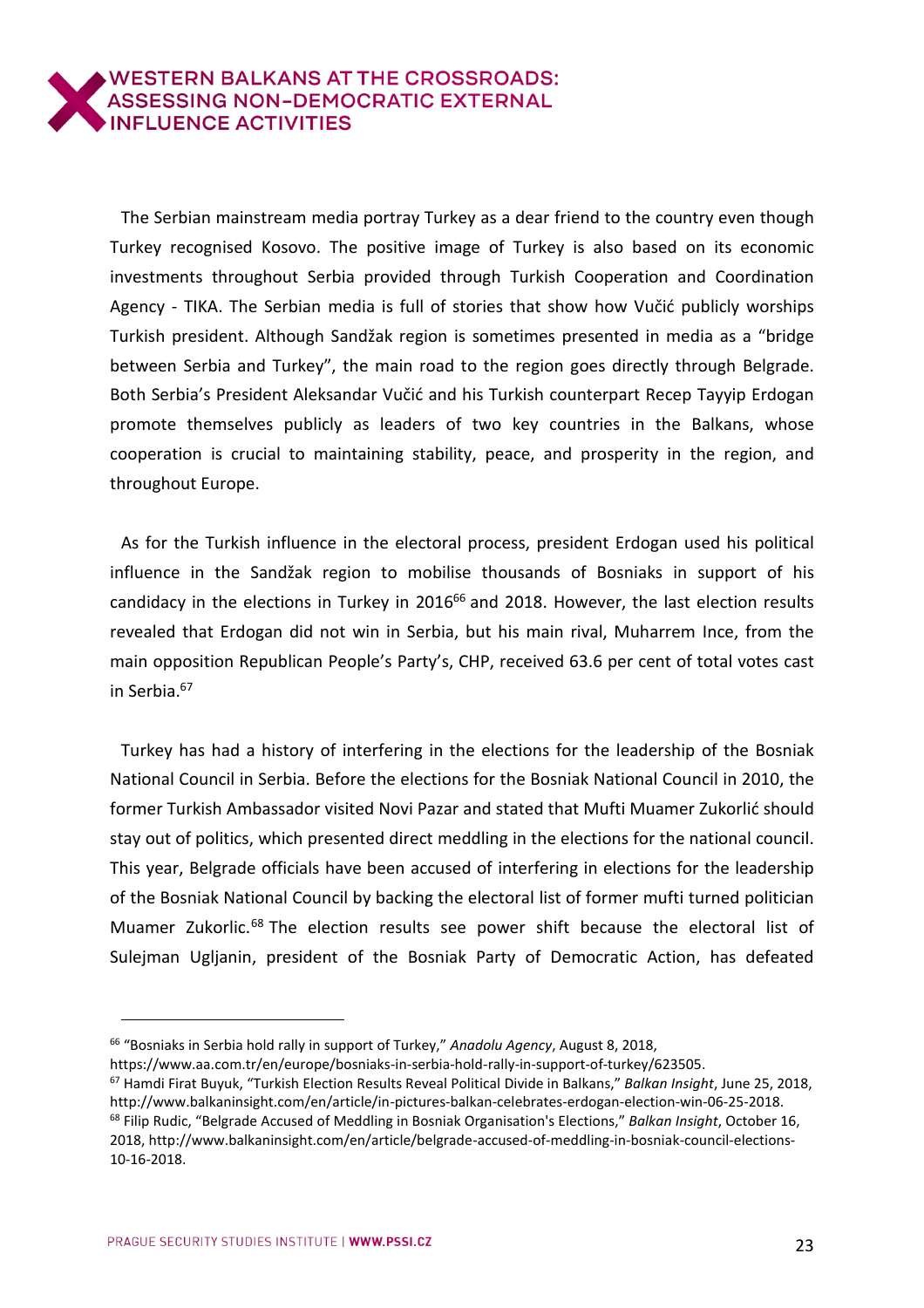The Serbian mainstream media portray Turkey as a dear friend to the country even though Turkey recognised Kosovo. The positive image of Turkey is also based on its economic investments throughout Serbia provided through Turkish Cooperation and Coordination Agency - TIKA. The Serbian media is full of stories that show how Vučić publicly worships Turkish president. Although Sandžak region is sometimes presented in media as a "bridge between Serbia and Turkey", the main road to the region goes directly through Belgrade. Both Serbia's President Aleksandar Vučić and his Turkish counterpart Recep Tayyip Erdogan promote themselves publicly as leaders of two key countries in the Balkans, whose cooperation is crucial to maintaining stability, peace, and prosperity in the region, and throughout Europe.

As for the Turkish influence in the electoral process, president Erdogan used his political influence in the Sandžak region to mobilise thousands of Bosniaks in support of his candidacy in the elections in Turkey in 2016[66] and 2018. However, the last election results revealed that Erdogan did not win in Serbia, but his main rival, Muharrem Ince, from the main opposition Republican People's Party's, CHP, received 63.6 per cent of total votes cast in Serbia.[67]

Turkey has had a history of interfering in the elections for the leadership of the Bosniak National Council in Serbia. Before the elections for the Bosniak National Council in 2010, the former Turkish Ambassador visited Novi Pazar and stated that Mufti Muamer Zukorlić should stay out of politics, which presented direct meddling in the elections for the national council. This year, Belgrade officials have been accused of interfering in elections for the leadership of the Bosniak National Council by backing the electoral list of former mufti turned politician Muamer Zukorlic.[68] The election results see power shift because the electoral list of Sulejman Ugljanin, president of the Bosniak Party of Democratic Action, has defeated

---

[66] "Bosniaks in Serbia hold rally in support of Turkey," *Anadolu Agency*, August 8, 2018, https://www.aa.com.tr/en/europe/bosniaks-in-serbia-hold-rally-in-support-of-turkey/623505.

[67] Hamdi Firat Buyuk, "Turkish Election Results Reveal Political Divide in Balkans," *Balkan Insight*, June 25, 2018, http://www.balkaninsight.com/en/article/in-pictures-balkan-celebrates-erdogan-election-win-06-25-2018.

[68] Filip Rudic, "Belgrade Accused of Meddling in Bosniak Organisation's Elections," *Balkan Insight*, October 16, 2018, http://www.balkaninsight.com/en/article/belgrade-accused-of-meddling-in-bosniak-council-elections-10-16-2018.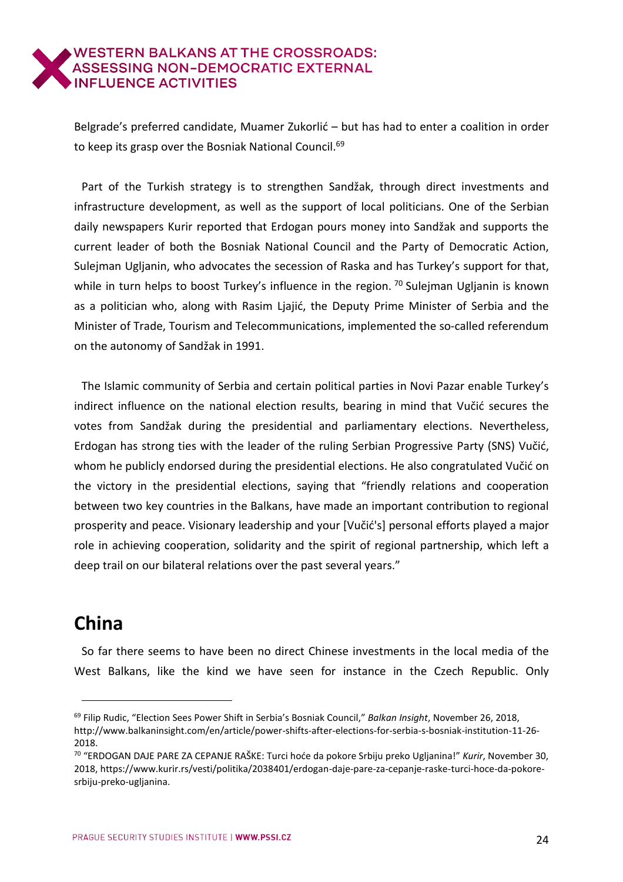Belgrade's preferred candidate, Muamer Zukorlić – but has had to enter a coalition in order to keep its grasp over the Bosniak National Council.[69]

Part of the Turkish strategy is to strengthen Sandžak, through direct investments and infrastructure development, as well as the support of local politicians. One of the Serbian daily newspapers Kurir reported that Erdogan pours money into Sandžak and supports the current leader of both the Bosniak National Council and the Party of Democratic Action, Sulejman Ugljanin, who advocates the secession of Raska and has Turkey's support for that, while in turn helps to boost Turkey's influence in the region.[70] Sulejman Ugljanin is known as a politician who, along with Rasim Ljajić, the Deputy Prime Minister of Serbia and the Minister of Trade, Tourism and Telecommunications, implemented the so-called referendum on the autonomy of Sandžak in 1991.

The Islamic community of Serbia and certain political parties in Novi Pazar enable Turkey's indirect influence on the national election results, bearing in mind that Vučić secures the votes from Sandžak during the presidential and parliamentary elections. Nevertheless, Erdogan has strong ties with the leader of the ruling Serbian Progressive Party (SNS) Vučić, whom he publicly endorsed during the presidential elections. He also congratulated Vučić on the victory in the presidential elections, saying that "friendly relations and cooperation between two key countries in the Balkans, have made an important contribution to regional prosperity and peace. Visionary leadership and your [Vučić's] personal efforts played a major role in achieving cooperation, solidarity and the spirit of regional partnership, which left a deep trail on our bilateral relations over the past several years."

## China

So far there seems to have been no direct Chinese investments in the local media of the West Balkans, like the kind we have seen for instance in the Czech Republic. Only

---

[69] Filip Rudic, "Election Sees Power Shift in Serbia's Bosniak Council," *Balkan Insight*, November 26, 2018, http://www.balkaninsight.com/en/article/power-shifts-after-elections-for-serbia-s-bosniak-institution-11-26-2018.

[70] "ERDOGAN DAJE PARE ZA CEPANJE RAŠKE: Turci hoće da pokore Srbiju preko Ugljanina!" *Kurir*, November 30, 2018, https://www.kurir.rs/vesti/politika/2038401/erdogan-daje-pare-za-cepanje-raske-turci-hoce-da-pokore-srbiju-preko-ugljanina.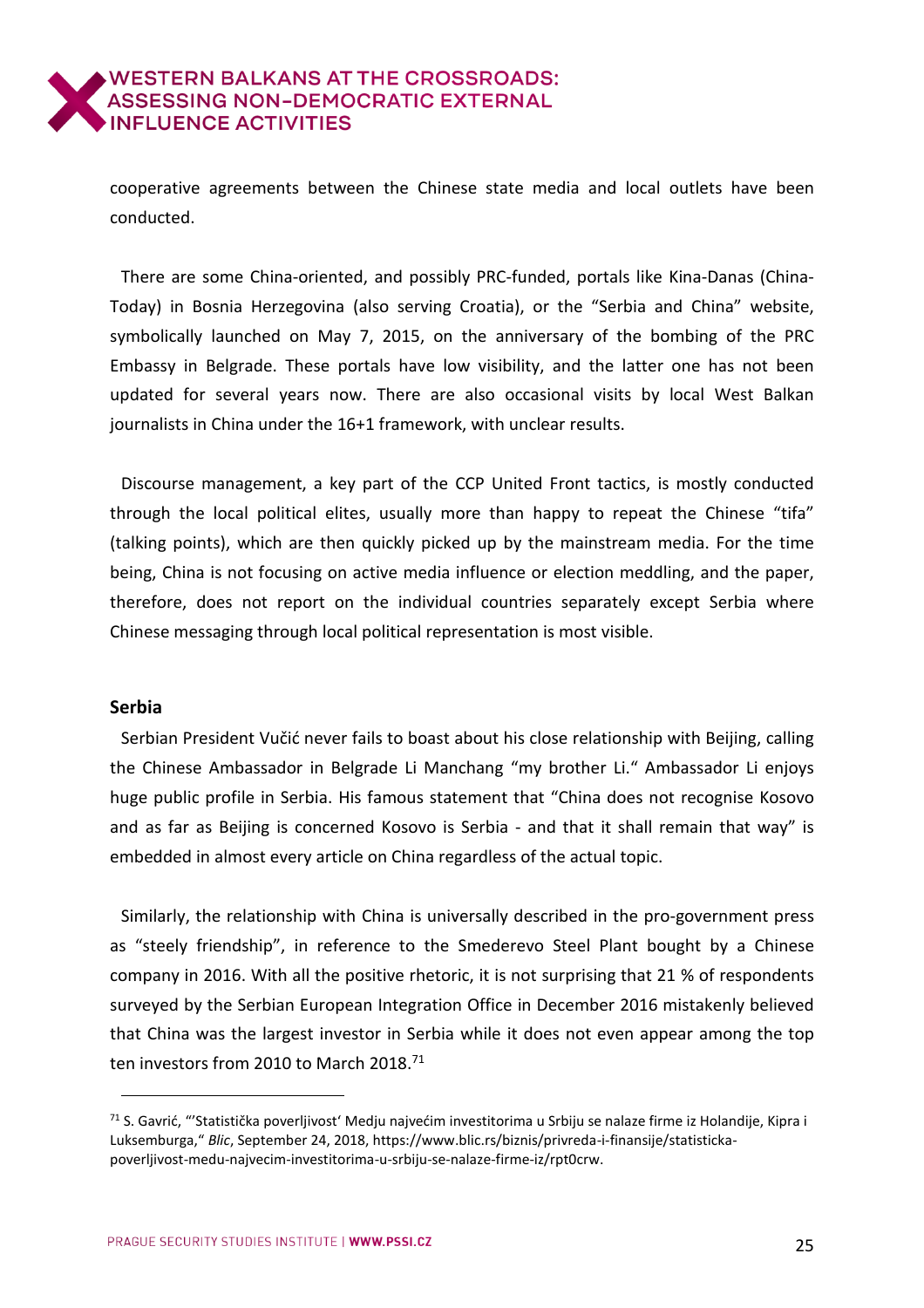cooperative agreements between the Chinese state media and local outlets have been conducted.

There are some China-oriented, and possibly PRC-funded, portals like Kina-Danas (China-Today) in Bosnia Herzegovina (also serving Croatia), or the "Serbia and China" website, symbolically launched on May 7, 2015, on the anniversary of the bombing of the PRC Embassy in Belgrade. These portals have low visibility, and the latter one has not been updated for several years now. There are also occasional visits by local West Balkan journalists in China under the 16+1 framework, with unclear results.

Discourse management, a key part of the CCP United Front tactics, is mostly conducted through the local political elites, usually more than happy to repeat the Chinese "tifa" (talking points), which are then quickly picked up by the mainstream media. For the time being, China is not focusing on active media influence or election meddling, and the paper, therefore, does not report on the individual countries separately except Serbia where Chinese messaging through local political representation is most visible.

**Serbia**

Serbian President Vučić never fails to boast about his close relationship with Beijing, calling the Chinese Ambassador in Belgrade Li Manchang "my brother Li." Ambassador Li enjoys huge public profile in Serbia. His famous statement that "China does not recognise Kosovo and as far as Beijing is concerned Kosovo is Serbia - and that it shall remain that way" is embedded in almost every article on China regardless of the actual topic.

Similarly, the relationship with China is universally described in the pro-government press as "steely friendship", in reference to the Smederevo Steel Plant bought by a Chinese company in 2016. With all the positive rhetoric, it is not surprising that 21 % of respondents surveyed by the Serbian European Integration Office in December 2016 mistakenly believed that China was the largest investor in Serbia while it does not even appear among the top ten investors from 2010 to March 2018.[71]

---

[71] S. Gavrić, "'Statistička poverljivost' Medju najvećim investitorima u Srbiju se nalaze firme iz Holandije, Kipra i Luksemburga," *Blic*, September 24, 2018, https://www.blic.rs/biznis/privreda-i-finansije/statisticka-poverljivost-medu-najvecim-investitorima-u-srbiju-se-nalaze-firme-iz/rpt0crw.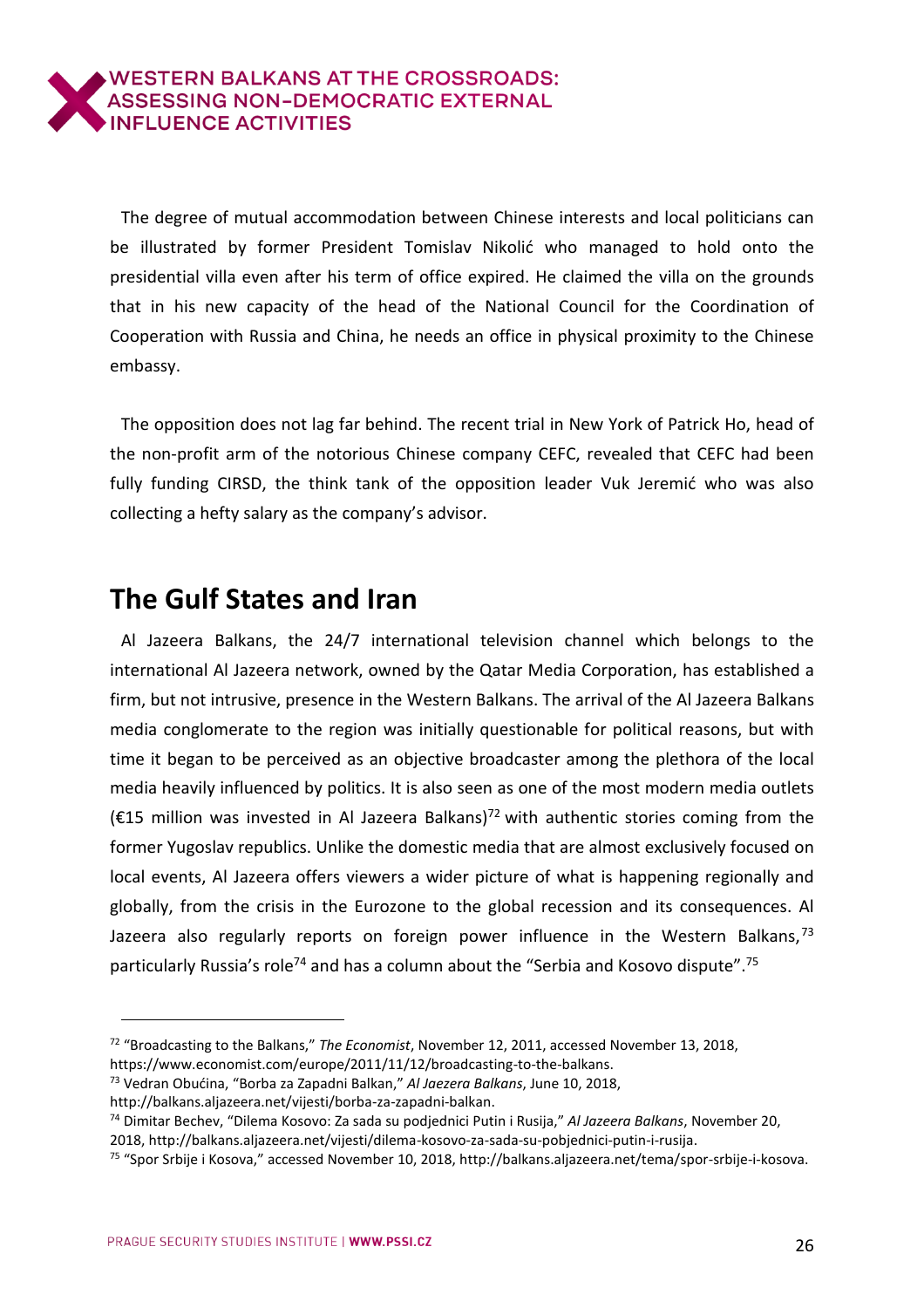The degree of mutual accommodation between Chinese interests and local politicians can be illustrated by former President Tomislav Nikolić who managed to hold onto the presidential villa even after his term of office expired. He claimed the villa on the grounds that in his new capacity of the head of the National Council for the Coordination of Cooperation with Russia and China, he needs an office in physical proximity to the Chinese embassy.

The opposition does not lag far behind. The recent trial in New York of Patrick Ho, head of the non-profit arm of the notorious Chinese company CEFC, revealed that CEFC had been fully funding CIRSD, the think tank of the opposition leader Vuk Jeremić who was also collecting a hefty salary as the company's advisor.

## The Gulf States and Iran

Al Jazeera Balkans, the 24/7 international television channel which belongs to the international Al Jazeera network, owned by the Qatar Media Corporation, has established a firm, but not intrusive, presence in the Western Balkans. The arrival of the Al Jazeera Balkans media conglomerate to the region was initially questionable for political reasons, but with time it began to be perceived as an objective broadcaster among the plethora of the local media heavily influenced by politics. It is also seen as one of the most modern media outlets (€15 million was invested in Al Jazeera Balkans)[72] with authentic stories coming from the former Yugoslav republics. Unlike the domestic media that are almost exclusively focused on local events, Al Jazeera offers viewers a wider picture of what is happening regionally and globally, from the crisis in the Eurozone to the global recession and its consequences. Al Jazeera also regularly reports on foreign power influence in the Western Balkans,[73] particularly Russia's role[74] and has a column about the "Serbia and Kosovo dispute".[75]

---

[72] "Broadcasting to the Balkans," *The Economist*, November 12, 2011, accessed November 13, 2018, https://www.economist.com/europe/2011/11/12/broadcasting-to-the-balkans.

[73] Vedran Obućina, "Borba za Zapadni Balkan," *Al Jaezera Balkans*, June 10, 2018, http://balkans.aljazeera.net/vijesti/borba-za-zapadni-balkan.

[74] Dimitar Bechev, "Dilema Kosovo: Za sada su podjednici Putin i Rusija," *Al Jazeera Balkans*, November 20, 2018, http://balkans.aljazeera.net/vijesti/dilema-kosovo-za-sada-su-pobjednici-putin-i-rusija.

[75] "Spor Srbije i Kosova," accessed November 10, 2018, http://balkans.aljazeera.net/tema/spor-srbije-i-kosova.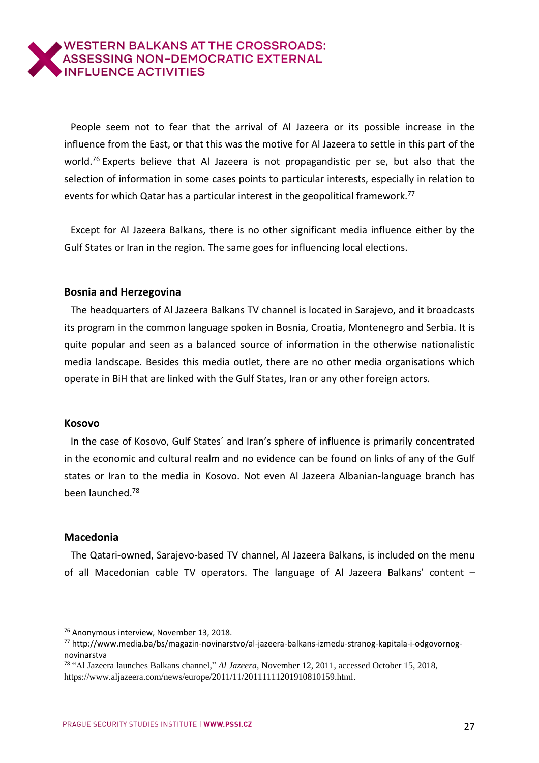People seem not to fear that the arrival of Al Jazeera or its possible increase in the influence from the East, or that this was the motive for Al Jazeera to settle in this part of the world.[76] Experts believe that Al Jazeera is not propagandistic per se, but also that the selection of information in some cases points to particular interests, especially in relation to events for which Qatar has a particular interest in the geopolitical framework.[77]

Except for Al Jazeera Balkans, there is no other significant media influence either by the Gulf States or Iran in the region. The same goes for influencing local elections.

### Bosnia and Herzegovina

The headquarters of Al Jazeera Balkans TV channel is located in Sarajevo, and it broadcasts its program in the common language spoken in Bosnia, Croatia, Montenegro and Serbia. It is quite popular and seen as a balanced source of information in the otherwise nationalistic media landscape. Besides this media outlet, there are no other media organisations which operate in BiH that are linked with the Gulf States, Iran or any other foreign actors.

### Kosovo

In the case of Kosovo, Gulf States´ and Iran's sphere of influence is primarily concentrated in the economic and cultural realm and no evidence can be found on links of any of the Gulf states or Iran to the media in Kosovo. Not even Al Jazeera Albanian-language branch has been launched.[78]

### Macedonia

The Qatari-owned, Sarajevo-based TV channel, Al Jazeera Balkans, is included on the menu of all Macedonian cable TV operators. The language of Al Jazeera Balkans' content –

---

[76] Anonymous interview, November 13, 2018.

[77] http://www.media.ba/bs/magazin-novinarstvo/al-jazeera-balkans-izmedu-stranog-kapitala-i-odgovornog-novinarstva

[78] "Al Jazeera launches Balkans channel," *Al Jazeera*, November 12, 2011, accessed October 15, 2018, https://www.aljazeera.com/news/europe/2011/11/20111111201910810159.html.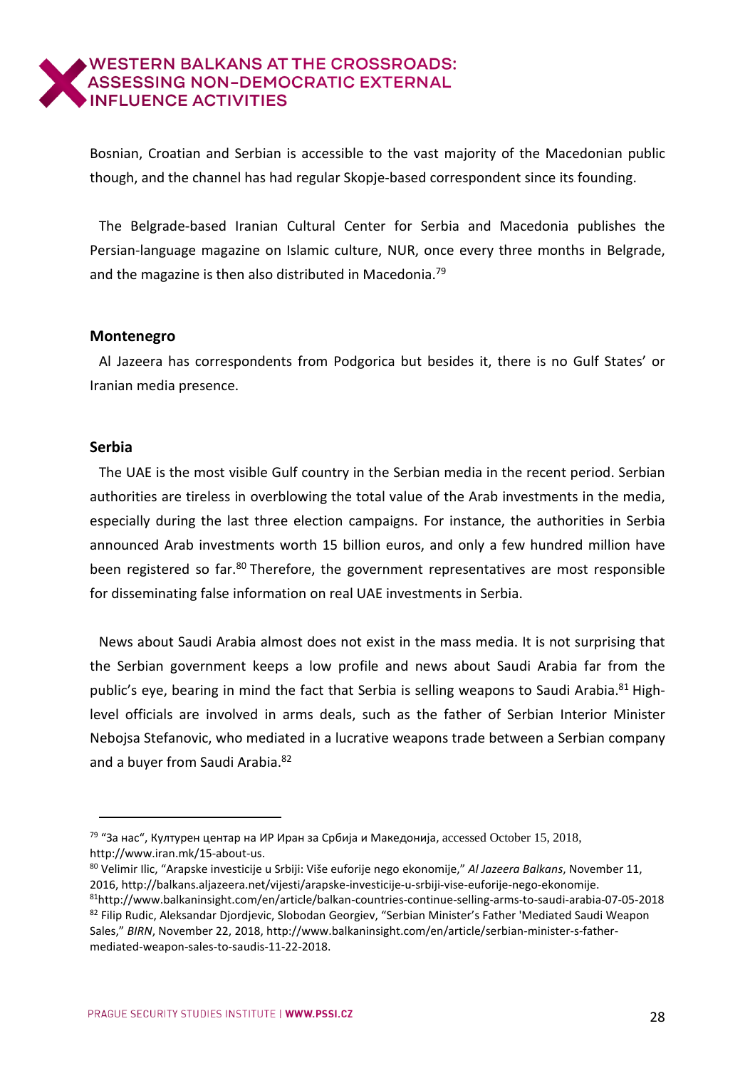Bosnian, Croatian and Serbian is accessible to the vast majority of the Macedonian public though, and the channel has had regular Skopje-based correspondent since its founding.

The Belgrade-based Iranian Cultural Center for Serbia and Macedonia publishes the Persian-language magazine on Islamic culture, NUR, once every three months in Belgrade, and the magazine is then also distributed in Macedonia.[79]

**Montenegro**

Al Jazeera has correspondents from Podgorica but besides it, there is no Gulf States' or Iranian media presence.

**Serbia**

The UAE is the most visible Gulf country in the Serbian media in the recent period. Serbian authorities are tireless in overblowing the total value of the Arab investments in the media, especially during the last three election campaigns. For instance, the authorities in Serbia announced Arab investments worth 15 billion euros, and only a few hundred million have been registered so far.[80] Therefore, the government representatives are most responsible for disseminating false information on real UAE investments in Serbia.

News about Saudi Arabia almost does not exist in the mass media. It is not surprising that the Serbian government keeps a low profile and news about Saudi Arabia far from the public's eye, bearing in mind the fact that Serbia is selling weapons to Saudi Arabia.[81] High-level officials are involved in arms deals, such as the father of Serbian Interior Minister Nebojsa Stefanovic, who mediated in a lucrative weapons trade between a Serbian company and a buyer from Saudi Arabia.[82]

---

[79] "За нас", Културен центар на ИР Иран за Србија и Македонија, accessed October 15, 2018, http://www.iran.mk/15-about-us.

[80] Velimir Ilic, "Arapske investicije u Srbiji: Više euforije nego ekonomije," *Al Jazeera Balkans*, November 11, 2016, http://balkans.aljazeera.net/vijesti/arapske-investicije-u-srbiji-vise-euforije-nego-ekonomije.

[81] http://www.balkaninsight.com/en/article/balkan-countries-continue-selling-arms-to-saudi-arabia-07-05-2018

[82] Filip Rudic, Aleksandar Djordjevic, Slobodan Georgiev, "Serbian Minister's Father 'Mediated Saudi Weapon Sales," *BIRN*, November 22, 2018, http://www.balkaninsight.com/en/article/serbian-minister-s-father-mediated-weapon-sales-to-saudis-11-22-2018.